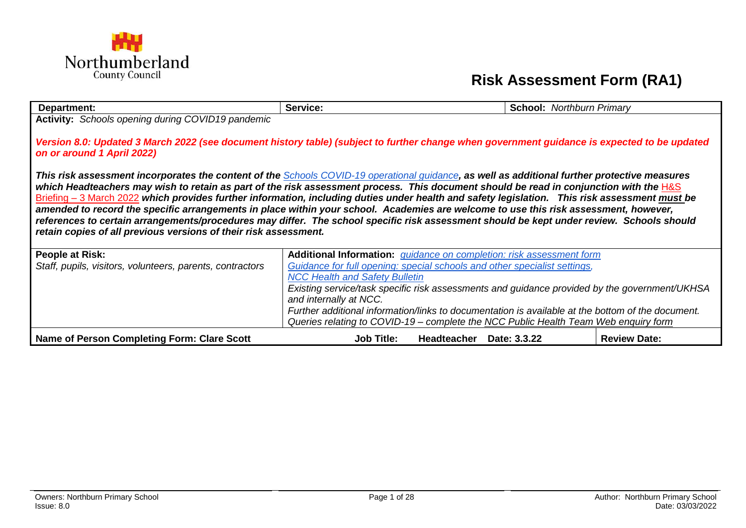Northumberland County Council

# Risk Assessment Form (RA1)

| **Department:** | **Service:** | **School:** *Northburn Primary* |
|---|---|---|

**Activity:** *Schools opening during COVID19 pandemic*

***Version 8.0: Updated 3 March 2022 (see document history table) (subject to further change when government guidance is expected to be updated on or around 1 April 2022)***

***This risk assessment incorporates the content of the** Schools COVID-19 operational guidance**, as well as additional further protective measures which Headteachers may wish to retain as part of the risk assessment process. This document should be read in conjunction with the** H&S Briefing – 3 March 2022 **which provides further information, including duties under health and safety legislation. This risk assessment must be amended to record the specific arrangements in place within your school. Academies are welcome to use this risk assessment, however, references to certain arrangements/procedures may differ. The school specific risk assessment should be kept under review. Schools should retain copies of all previous versions of their risk assessment.***

| **People at Risk:** | **Additional Information:** |
|---|---|
| *Staff, pupils, visitors, volunteers, parents, contractors* | *guidance on completion: risk assessment form*<br>*Guidance for full opening: special schools and other specialist settings,*<br>*NCC Health and Safety Bulletin*<br>*Existing service/task specific risk assessments and guidance provided by the government/UKHSA and internally at NCC.*<br>*Further additional information/links to documentation is available at the bottom of the document.*<br>*Queries relating to COVID-19 – complete the NCC Public Health Team Web enquiry form* |

| **Name of Person Completing Form: Clare Scott** | **Job Title: Headteacher** | **Date: 3.3.22** | **Review Date:** |
|---|---|---|---|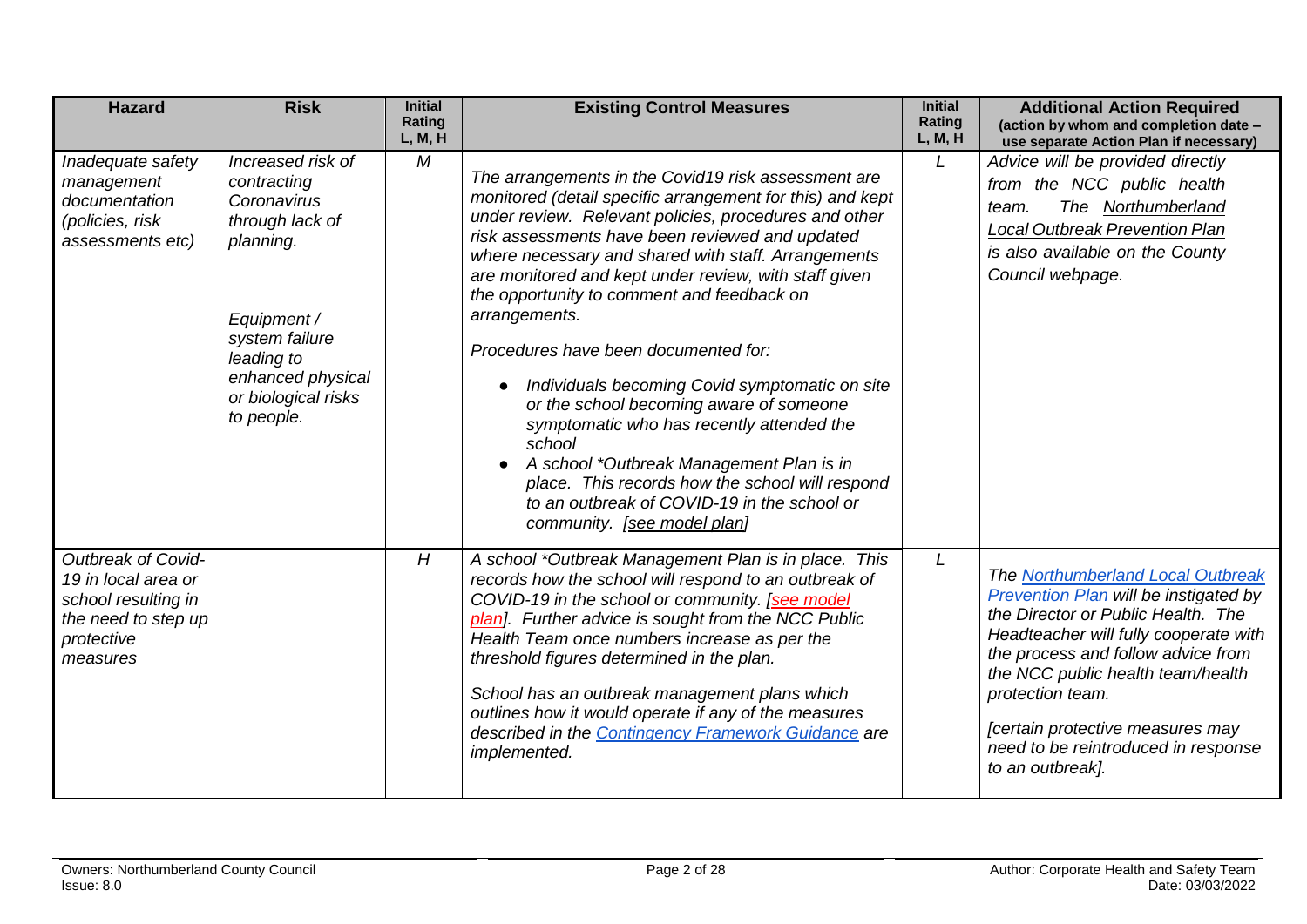| Hazard | Risk | Initial Rating L, M, H | Existing Control Measures | Initial Rating L, M, H | Additional Action Required (action by whom and completion date – use separate Action Plan if necessary) |
|---|---|---|---|---|---|
| *Inadequate safety management documentation (policies, risk assessments etc)* | *Increased risk of contracting Coronavirus through lack of planning.*<br><br>*Equipment / system failure leading to enhanced physical or biological risks to people.* | *M* | *The arrangements in the Covid19 risk assessment are monitored (detail specific arrangement for this) and kept under review. Relevant policies, procedures and other risk assessments have been reviewed and updated where necessary and shared with staff. Arrangements are monitored and kept under review, with staff given the opportunity to comment and feedback on arrangements.*<br><br>*Procedures have been documented for:*<br><br>• *Individuals becoming Covid symptomatic on site or the school becoming aware of someone symptomatic who has recently attended the school*<br>• *A school \*Outbreak Management Plan is in place. This records how the school will respond to an outbreak of COVID-19 in the school or community. [see model plan]* | *L* | *Advice will be provided directly from the NCC public health team. The Northumberland Local Outbreak Prevention Plan is also available on the County Council webpage.* |
| *Outbreak of Covid-19 in local area or school resulting in the need to step up protective measures* | | *H* | *A school \*Outbreak Management Plan is in place. This records how the school will respond to an outbreak of COVID-19 in the school or community. [see model plan]. Further advice is sought from the NCC Public Health Team once numbers increase as per the threshold figures determined in the plan.*<br><br>*School has an outbreak management plans which outlines how it would operate if any of the measures described in the Contingency Framework Guidance are implemented.* | *L* | *The Northumberland Local Outbreak Prevention Plan will be instigated by the Director or Public Health. The Headteacher will fully cooperate with the process and follow advice from the NCC public health team/health protection team.*<br><br>*[certain protective measures may need to be reintroduced in response to an outbreak].* |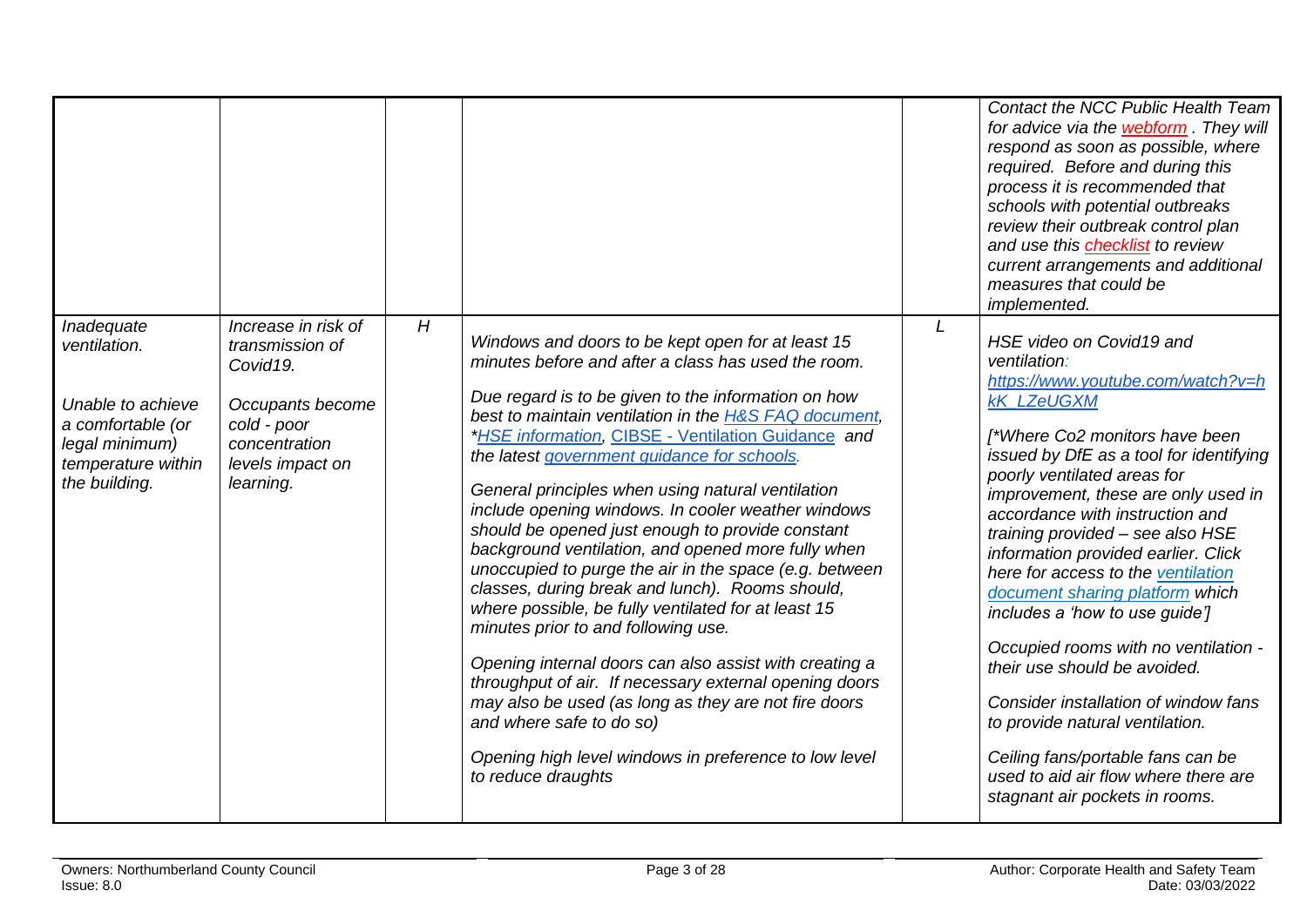| | | | | | |
|---|---|---|---|---|---|
| | | | | | *Contact the NCC Public Health Team for advice via the webform . They will respond as soon as possible, where required. Before and during this process it is recommended that schools with potential outbreaks review their outbreak control plan and use this checklist to review current arrangements and additional measures that could be implemented.* |
| *Inadequate ventilation.*<br><br>*Unable to achieve a comfortable (or legal minimum) temperature within the building.* | *Increase in risk of transmission of Covid19.*<br><br>*Occupants become cold - poor concentration levels impact on learning.* | *H* | *Windows and doors to be kept open for at least 15 minutes before and after a class has used the room.*<br><br>*Due regard is to be given to the information on how best to maintain ventilation in the H&S FAQ document, *HSE information, CIBSE - Ventilation Guidance and the latest government guidance for schools.*<br><br>*General principles when using natural ventilation include opening windows. In cooler weather windows should be opened just enough to provide constant background ventilation, and opened more fully when unoccupied to purge the air in the space (e.g. between classes, during break and lunch). Rooms should, where possible, be fully ventilated for at least 15 minutes prior to and following use.*<br><br>*Opening internal doors can also assist with creating a throughput of air. If necessary external opening doors may also be used (as long as they are not fire doors and where safe to do so)*<br><br>*Opening high level windows in preference to low level to reduce draughts* | *L* | *HSE video on Covid19 and ventilation: https://www.youtube.com/watch?v=hkK_LZeUGXM*<br><br>*[*Where Co2 monitors have been issued by DfE as a tool for identifying poorly ventilated areas for improvement, these are only used in accordance with instruction and training provided – see also HSE information provided earlier. Click here for access to the ventilation document sharing platform which includes a 'how to use guide']*<br><br>*Occupied rooms with no ventilation - their use should be avoided.*<br><br>*Consider installation of window fans to provide natural ventilation.*<br><br>*Ceiling fans/portable fans can be used to aid air flow where there are stagnant air pockets in rooms.* |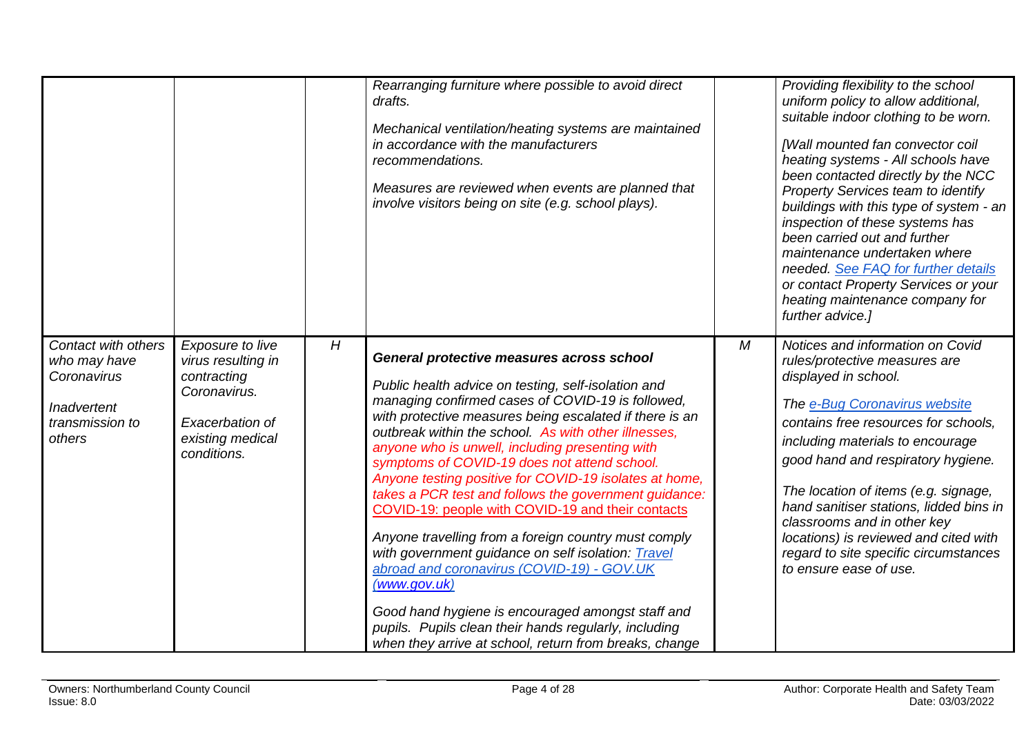| | | | | | |
|---|---|---|---|---|---|
| | | | *Rearranging furniture where possible to avoid direct drafts.*<br><br>*Mechanical ventilation/heating systems are maintained in accordance with the manufacturers recommendations.*<br><br>*Measures are reviewed when events are planned that involve visitors being on site (e.g. school plays).* | | *Providing flexibility to the school uniform policy to allow additional, suitable indoor clothing to be worn.*<br><br>*[Wall mounted fan convector coil heating systems - All schools have been contacted directly by the NCC Property Services team to identify buildings with this type of system - an inspection of these systems has been carried out and further maintenance undertaken where needed. See FAQ for further details or contact Property Services or your heating maintenance company for further advice.]* |
| *Contact with others who may have Coronavirus*<br><br>*Inadvertent transmission to others* | *Exposure to live virus resulting in contracting Coronavirus.*<br><br>*Exacerbation of existing medical conditions.* | *H* | ***General protective measures across school***<br><br>*Public health advice on testing, self-isolation and managing confirmed cases of COVID-19 is followed, with protective measures being escalated if there is an outbreak within the school. As with other illnesses, anyone who is unwell, including presenting with symptoms of COVID-19 does not attend school. Anyone testing positive for COVID-19 isolates at home, takes a PCR test and follows the government guidance: COVID-19: people with COVID-19 and their contacts*<br><br>*Anyone travelling from a foreign country must comply with government guidance on self isolation: Travel abroad and coronavirus (COVID-19) - GOV.UK (www.gov.uk)*<br><br>*Good hand hygiene is encouraged amongst staff and pupils. Pupils clean their hands regularly, including when they arrive at school, return from breaks, change* | *M* | *Notices and information on Covid rules/protective measures are displayed in school.*<br><br>*The e-Bug Coronavirus website contains free resources for schools, including materials to encourage good hand and respiratory hygiene.*<br><br>*The location of items (e.g. signage, hand sanitiser stations, lidded bins in classrooms and in other key locations) is reviewed and cited with regard to site specific circumstances to ensure ease of use.* |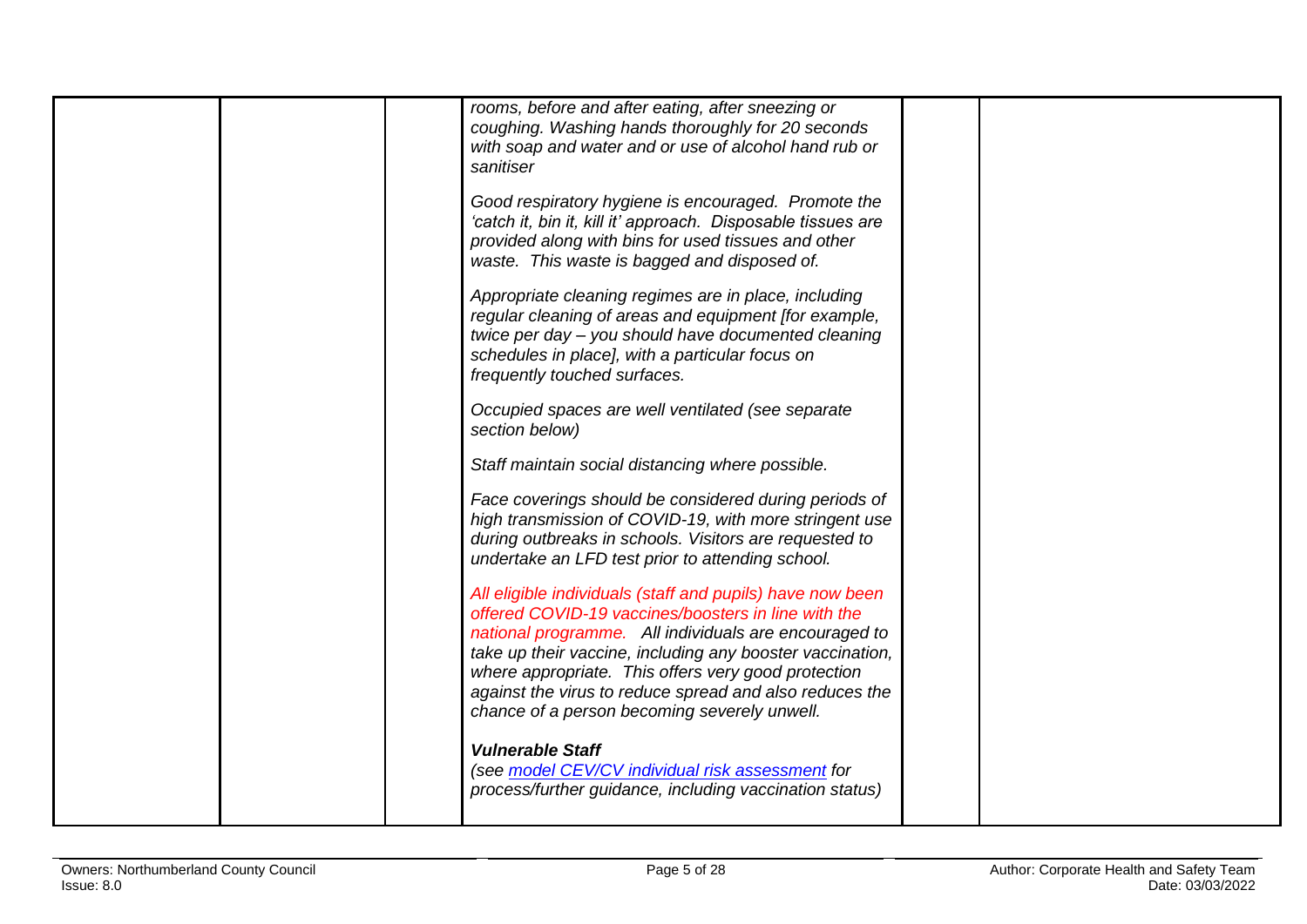|  |  |  | *rooms, before and after eating, after sneezing or coughing. Washing hands thoroughly for 20 seconds with soap and water and or use of alcohol hand rub or sanitiser*<br><br>*Good respiratory hygiene is encouraged. Promote the 'catch it, bin it, kill it' approach. Disposable tissues are provided along with bins for used tissues and other waste. This waste is bagged and disposed of.*<br><br>*Appropriate cleaning regimes are in place, including regular cleaning of areas and equipment [for example, twice per day – you should have documented cleaning schedules in place], with a particular focus on frequently touched surfaces.*<br><br>*Occupied spaces are well ventilated (see separate section below)*<br><br>*Staff maintain social distancing where possible.*<br><br>*Face coverings should be considered during periods of high transmission of COVID-19, with more stringent use during outbreaks in schools. Visitors are requested to undertake an LFD test prior to attending school.*<br><br>*All eligible individuals (staff and pupils) have now been offered COVID-19 vaccines/boosters in line with the national programme. All individuals are encouraged to take up their vaccine, including any booster vaccination, where appropriate. This offers very good protection against the virus to reduce spread and also reduces the chance of a person becoming severely unwell.*<br><br>***Vulnerable Staff***<br>*(see model CEV/CV individual risk assessment for process/further guidance, including vaccination status)* |  |  |
|---|---|---|---|---|---|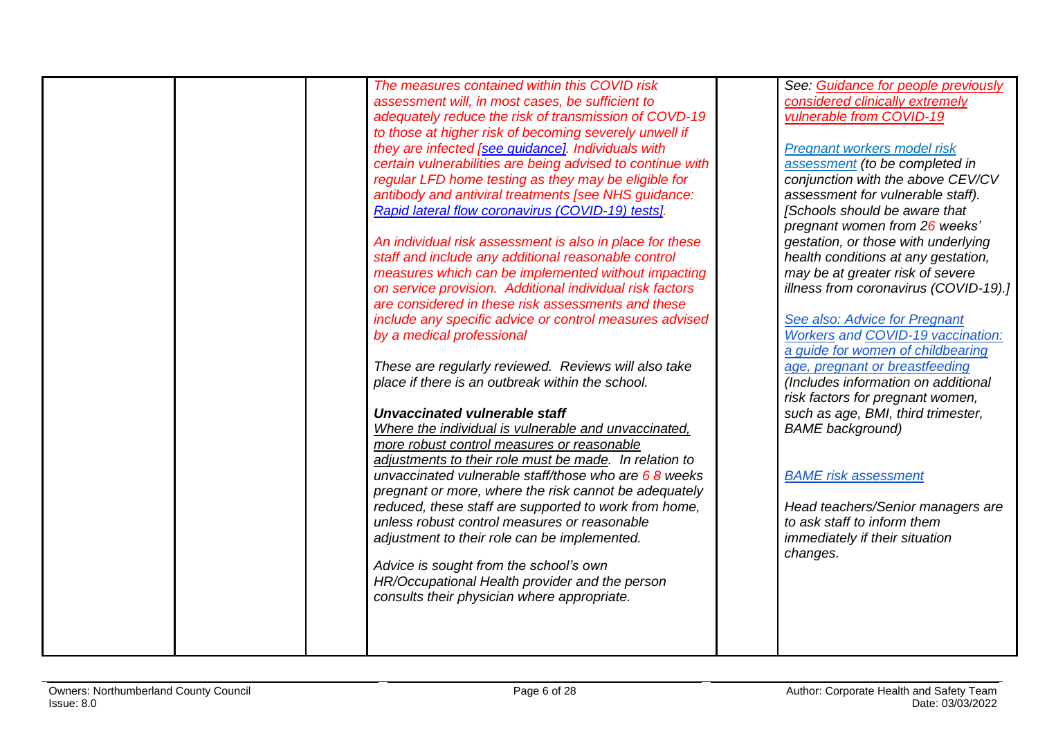| | | | | | |
|---|---|---|---|---|---|
| | | | *The measures contained within this COVID risk assessment will, in most cases, be sufficient to adequately reduce the risk of transmission of COVD-19 to those at higher risk of becoming severely unwell if they are infected [see guidance]. Individuals with certain vulnerabilities are being advised to continue with regular LFD home testing as they may be eligible for antibody and antiviral treatments [see NHS guidance: Rapid lateral flow coronavirus (COVID-19) tests].*<br><br>*An individual risk assessment is also in place for these staff and include any additional reasonable control measures which can be implemented without impacting on service provision. Additional individual risk factors are considered in these risk assessments and these include any specific advice or control measures advised by a medical professional*<br><br>*These are regularly reviewed. Reviews will also take place if there is an outbreak within the school.*<br><br>***Unvaccinated vulnerable staff***<br>*Where the individual is vulnerable and unvaccinated, more robust control measures or reasonable adjustments to their role must be made. In relation to unvaccinated vulnerable staff/those who are 6 ~~8~~ weeks pregnant or more, where the risk cannot be adequately reduced, these staff are supported to work from home, unless robust control measures or reasonable adjustment to their role can be implemented.*<br><br>*Advice is sought from the school's own HR/Occupational Health provider and the person consults their physician where appropriate.* | | *See: Guidance for people previously considered clinically extremely vulnerable from COVID-19*<br><br>*Pregnant workers model risk assessment (to be completed in conjunction with the above CEV/CV assessment for vulnerable staff). [Schools should be aware that pregnant women from 26 weeks' gestation, or those with underlying health conditions at any gestation, may be at greater risk of severe illness from coronavirus (COVID-19).]*<br><br>*See also: Advice for Pregnant Workers and COVID-19 vaccination: a guide for women of childbearing age, pregnant or breastfeeding (Includes information on additional risk factors for pregnant women, such as age, BMI, third trimester, BAME background)*<br><br>*BAME risk assessment*<br><br>*Head teachers/Senior managers are to ask staff to inform them immediately if their situation changes.* |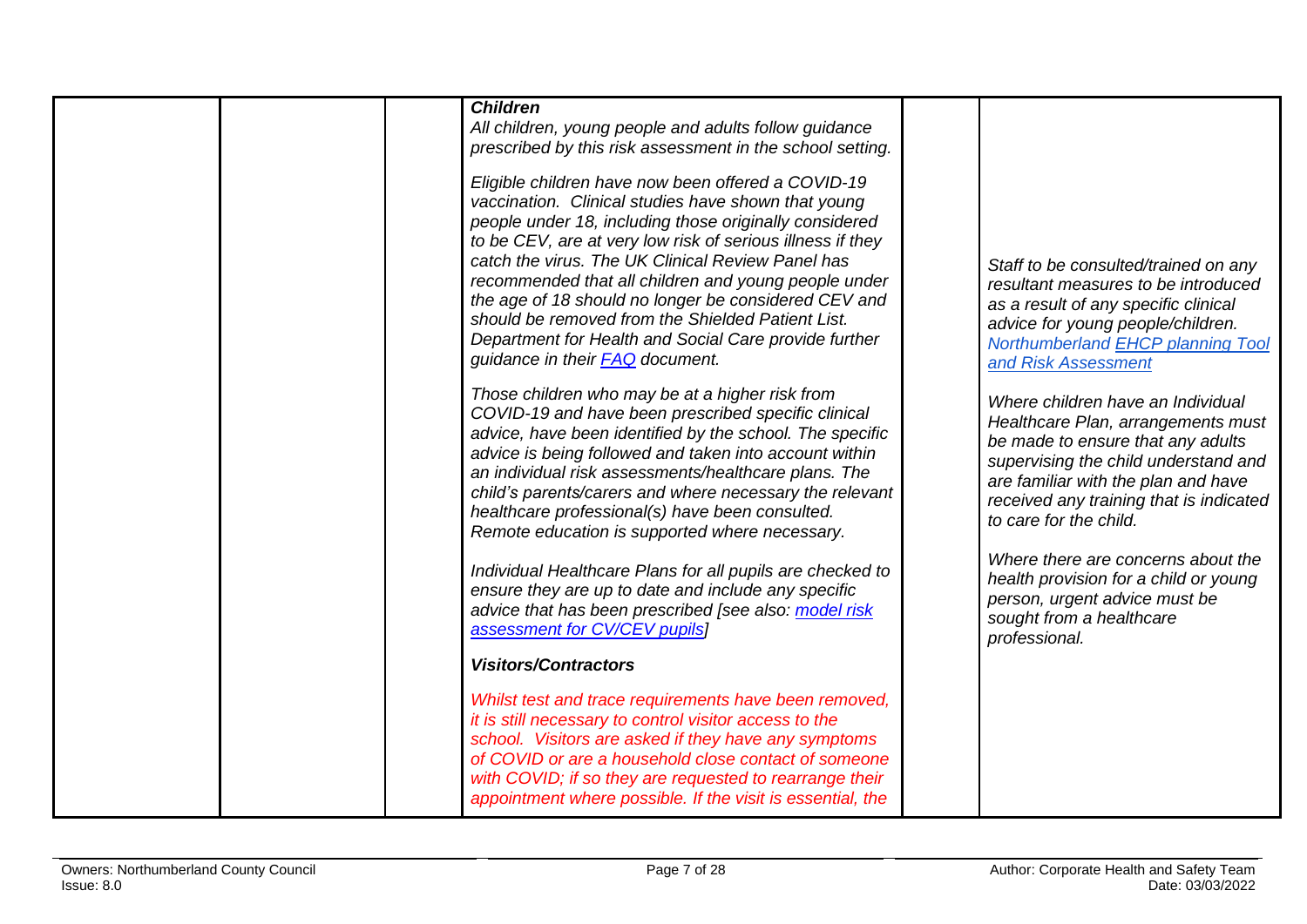| | | | | | |
|---|---|---|---|---|---|
| | | | ***Children***<br>*All children, young people and adults follow guidance prescribed by this risk assessment in the school setting.*<br><br>*Eligible children have now been offered a COVID-19 vaccination. Clinical studies have shown that young people under 18, including those originally considered to be CEV, are at very low risk of serious illness if they catch the virus. The UK Clinical Review Panel has recommended that all children and young people under the age of 18 should no longer be considered CEV and should be removed from the Shielded Patient List. Department for Health and Social Care provide further guidance in their FAQ document.*<br><br>*Those children who may be at a higher risk from COVID-19 and have been prescribed specific clinical advice, have been identified by the school. The specific advice is being followed and taken into account within an individual risk assessments/healthcare plans. The child's parents/carers and where necessary the relevant healthcare professional(s) have been consulted. Remote education is supported where necessary.*<br><br>*Individual Healthcare Plans for all pupils are checked to ensure they are up to date and include any specific advice that has been prescribed [see also: model risk assessment for CV/CEV pupils]*<br><br>***Visitors/Contractors***<br><br>*Whilst test and trace requirements have been removed, it is still necessary to control visitor access to the school. Visitors are asked if they have any symptoms of COVID or are a household close contact of someone with COVID; if so they are requested to rearrange their appointment where possible. If the visit is essential, the* | | *Staff to be consulted/trained on any resultant measures to be introduced as a result of any specific clinical advice for young people/children. Northumberland EHCP planning Tool and Risk Assessment*<br><br>*Where children have an Individual Healthcare Plan, arrangements must be made to ensure that any adults supervising the child understand and are familiar with the plan and have received any training that is indicated to care for the child.*<br><br>*Where there are concerns about the health provision for a child or young person, urgent advice must be sought from a healthcare professional.* |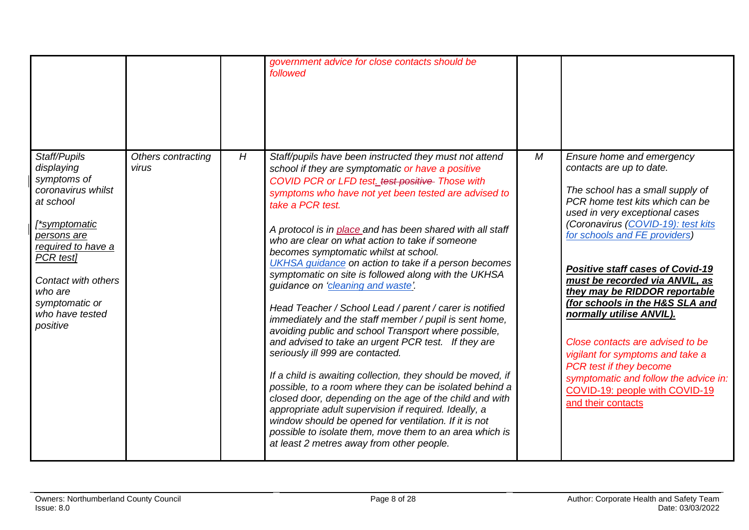| | | | | | |
|---|---|---|---|---|---|
| | | | *government advice for close contacts should be followed* | | |
| *Staff/Pupils displaying symptoms of coronavirus whilst at school*<br><br>*[\*symptomatic persons are required to have a PCR test]*<br><br>*Contact with others who are symptomatic or who have tested positive* | *Others contracting virus* | *H* | *Staff/pupils have been instructed they must not attend school if they are symptomatic or have a positive COVID PCR or LFD test. ~~test positive~~ Those with symptoms who have not yet been tested are advised to take a PCR test.*<br><br>*A protocol is in place and has been shared with all staff who are clear on what action to take if someone becomes symptomatic whilst at school.*<br>*UKHSA guidance on action to take if a person becomes symptomatic on site is followed along with the UKHSA guidance on 'cleaning and waste'.*<br><br>*Head Teacher / School Lead / parent / carer is notified immediately and the staff member / pupil is sent home, avoiding public and school Transport where possible, and advised to take an urgent PCR test. If they are seriously ill 999 are contacted.*<br><br>*If a child is awaiting collection, they should be moved, if possible, to a room where they can be isolated behind a closed door, depending on the age of the child and with appropriate adult supervision if required. Ideally, a window should be opened for ventilation. If it is not possible to isolate them, move them to an area which is at least 2 metres away from other people.* | *M* | *Ensure home and emergency contacts are up to date.*<br><br>*The school has a small supply of PCR home test kits which can be used in very exceptional cases (Coronavirus (COVID-19): test kits for schools and FE providers)*<br><br>***Positive staff cases of Covid-19 must be recorded via ANVIL, as they may be RIDDOR reportable (for schools in the H&S SLA and normally utilise ANVIL).***<br><br>*Close contacts are advised to be vigilant for symptoms and take a PCR test if they become symptomatic and follow the advice in: COVID-19: people with COVID-19 and their contacts* |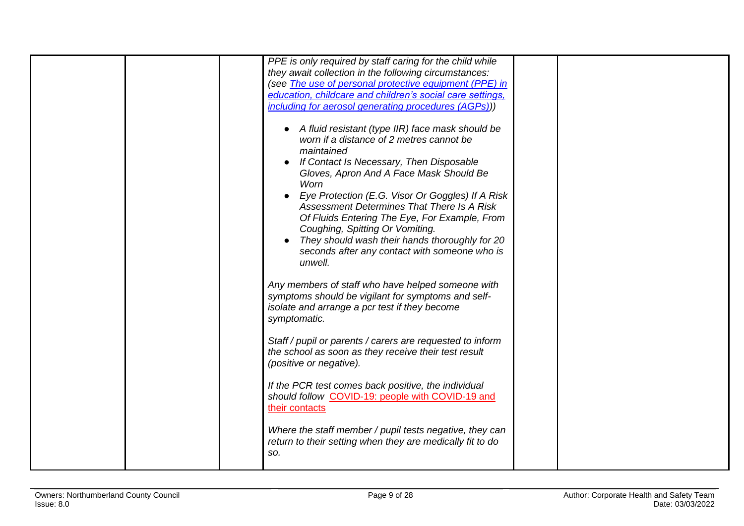| | | | | | |
|---|---|---|---|---|---|
| | | | *PPE is only required by staff caring for the child while they await collection in the following circumstances: (see [The use of personal protective equipment (PPE) in education, childcare and children's social care settings, including for aerosol generating procedures (AGPs)](#)))*<br><br>• *A fluid resistant (type IIR) face mask should be worn if a distance of 2 metres cannot be maintained*<br>• *If Contact Is Necessary, Then Disposable Gloves, Apron And A Face Mask Should Be Worn*<br>• *Eye Protection (E.G. Visor Or Goggles) If A Risk Assessment Determines That There Is A Risk Of Fluids Entering The Eye, For Example, From Coughing, Spitting Or Vomiting.*<br>• *They should wash their hands thoroughly for 20 seconds after any contact with someone who is unwell.*<br><br>*Any members of staff who have helped someone with symptoms should be vigilant for symptoms and self-isolate and arrange a pcr test if they become symptomatic.*<br><br>*Staff / pupil or parents / carers are requested to inform the school as soon as they receive their test result (positive or negative).*<br><br>*If the PCR test comes back positive, the individual should follow [COVID-19: people with COVID-19 and their contacts](#)*<br><br>*Where the staff member / pupil tests negative, they can return to their setting when they are medically fit to do so.* | | |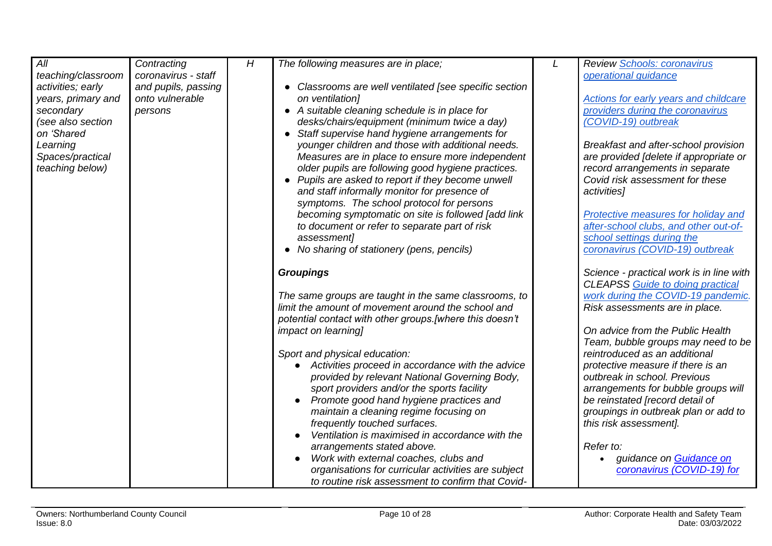| All teaching/classroom activities; early years, primary and secondary (see also section on 'Shared Learning Spaces/practical teaching below) | Contracting coronavirus - staff and pupils, passing onto vulnerable persons | H | The following measures are in place;<br><br>• Classrooms are well ventilated [see specific section on ventilation]<br>• A suitable cleaning schedule is in place for desks/chairs/equipment (minimum twice a day)<br>• Staff supervise hand hygiene arrangements for younger children and those with additional needs. Measures are in place to ensure more independent older pupils are following good hygiene practices.<br>• Pupils are asked to report if they become unwell and staff informally monitor for presence of symptoms. The school protocol for persons becoming symptomatic on site is followed [add link to document or refer to separate part of risk assessment]<br>• No sharing of stationery (pens, pencils)<br><br>***Groupings***<br><br>The same groups are taught in the same classrooms, to limit the amount of movement around the school and potential contact with other groups.[where this doesn't impact on learning]<br><br>Sport and physical education:<br>• Activities proceed in accordance with the advice provided by relevant National Governing Body, sport providers and/or the sports facility<br>• Promote good hand hygiene practices and maintain a cleaning regime focusing on frequently touched surfaces.<br>• Ventilation is maximised in accordance with the arrangements stated above.<br>• Work with external coaches, clubs and organisations for curricular activities are subject to routine risk assessment to confirm that Covid- | L | Review [Schools: coronavirus operational guidance]()<br><br>[Actions for early years and childcare providers during the coronavirus (COVID-19) outbreak]()<br><br>Breakfast and after-school provision are provided [delete if appropriate or record arrangements in separate Covid risk assessment for these activities]<br><br>[Protective measures for holiday and after-school clubs, and other out-of-school settings during the coronavirus (COVID-19) outbreak]()<br><br>Science - practical work is in line with CLEAPSS [Guide to doing practical work during the COVID-19 pandemic]().<br>Risk assessments are in place.<br><br>On advice from the Public Health Team, bubble groups may need to be reintroduced as an additional protective measure if there is an outbreak in school. Previous arrangements for bubble groups will be reinstated [record detail of groupings in outbreak plan or add to this risk assessment].<br><br>Refer to:<br>• guidance on [Guidance on coronavirus (COVID-19) for]() |
|---|---|---|---|---|---|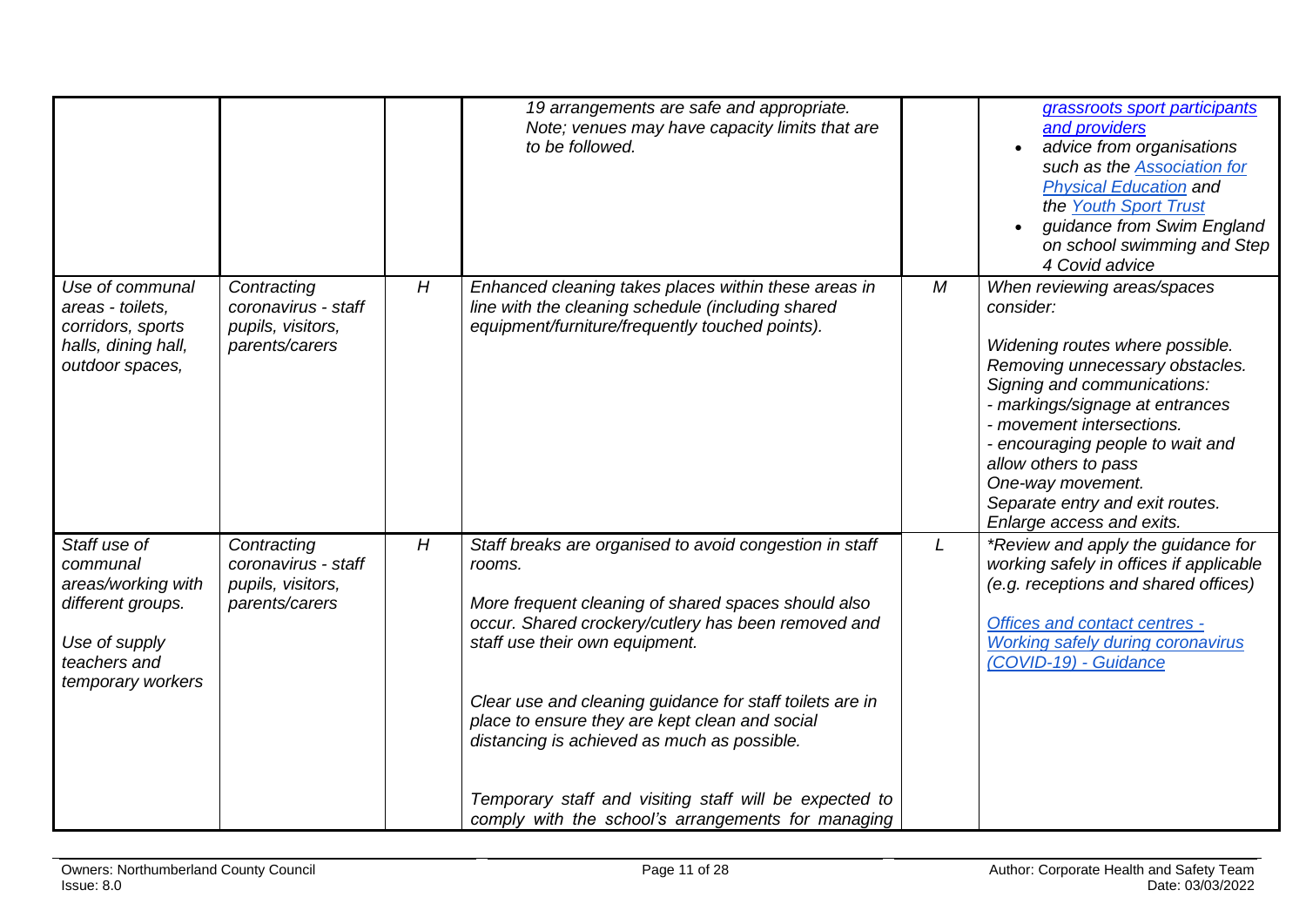|  |  |  | *19 arrangements are safe and appropriate. Note; venues may have capacity limits that are to be followed.* |  | *[grassroots sport participants and providers](#)*<br>• *advice from organisations such as the [Association for Physical Education](#) and the [Youth Sport Trust](#)*<br>• *guidance from Swim England on school swimming and Step 4 Covid advice* |
|---|---|---|---|---|---|
| *Use of communal areas - toilets, corridors, sports halls, dining hall, outdoor spaces,* | *Contracting coronavirus - staff pupils, visitors, parents/carers* | *H* | *Enhanced cleaning takes places within these areas in line with the cleaning schedule (including shared equipment/furniture/frequently touched points).* | *M* | *When reviewing areas/spaces consider:*<br><br>*Widening routes where possible.*<br>*Removing unnecessary obstacles.*<br>*Signing and communications:*<br>*- markings/signage at entrances*<br>*- movement intersections.*<br>*- encouraging people to wait and allow others to pass*<br>*One-way movement.*<br>*Separate entry and exit routes.*<br>*Enlarge access and exits.* |
| *Staff use of communal areas/working with different groups.*<br><br>*Use of supply teachers and temporary workers* | *Contracting coronavirus - staff pupils, visitors, parents/carers* | *H* | *Staff breaks are organised to avoid congestion in staff rooms.*<br><br>*More frequent cleaning of shared spaces should also occur. Shared crockery/cutlery has been removed and staff use their own equipment.*<br><br>*Clear use and cleaning guidance for staff toilets are in place to ensure they are kept clean and social distancing is achieved as much as possible.*<br><br>*Temporary staff and visiting staff will be expected to comply with the school's arrangements for managing* | *L* | *\*Review and apply the guidance for working safely in offices if applicable (e.g. receptions and shared offices)*<br><br>*[Offices and contact centres - Working safely during coronavirus (COVID-19) - Guidance](#)* |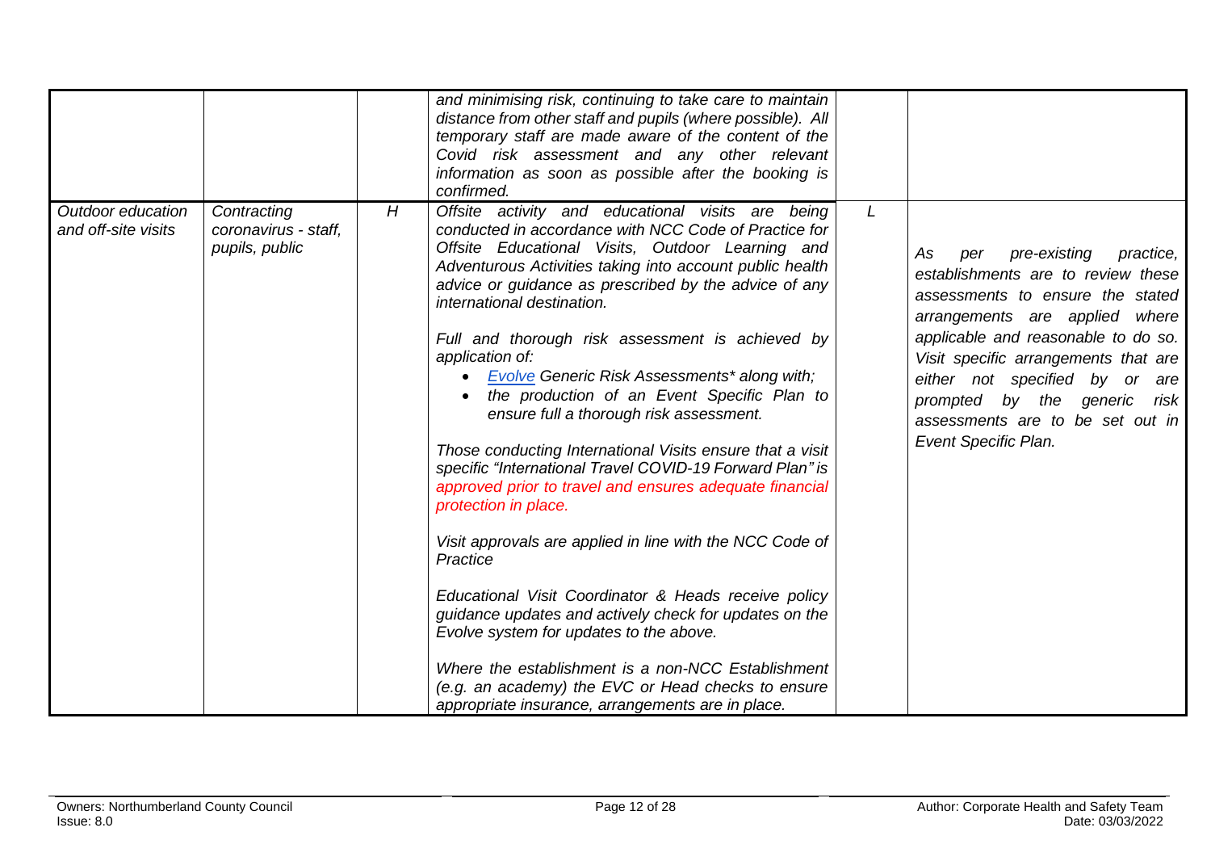| | | | | | |
|---|---|---|---|---|---|
| | | | *and minimising risk, continuing to take care to maintain distance from other staff and pupils (where possible). All temporary staff are made aware of the content of the Covid risk assessment and any other relevant information as soon as possible after the booking is confirmed.* | | |
| *Outdoor education and off-site visits* | *Contracting coronavirus - staff, pupils, public* | *H* | *Offsite activity and educational visits are being conducted in accordance with NCC Code of Practice for Offsite Educational Visits, Outdoor Learning and Adventurous Activities taking into account public health advice or guidance as prescribed by the advice of any international destination.*<br><br>*Full and thorough risk assessment is achieved by application of:*<br>• *Evolve Generic Risk Assessments\* along with;*<br>• *the production of an Event Specific Plan to ensure full a thorough risk assessment.*<br><br>*Those conducting International Visits ensure that a visit specific "International Travel COVID-19 Forward Plan" is approved prior to travel and ensures adequate financial protection in place.*<br><br>*Visit approvals are applied in line with the NCC Code of Practice*<br><br>*Educational Visit Coordinator & Heads receive policy guidance updates and actively check for updates on the Evolve system for updates to the above.*<br><br>*Where the establishment is a non-NCC Establishment (e.g. an academy) the EVC or Head checks to ensure appropriate insurance, arrangements are in place.* | *L* | *As per pre-existing practice, establishments are to review these assessments to ensure the stated arrangements are applied where applicable and reasonable to do so. Visit specific arrangements that are either not specified by or are prompted by the generic risk assessments are to be set out in Event Specific Plan.* |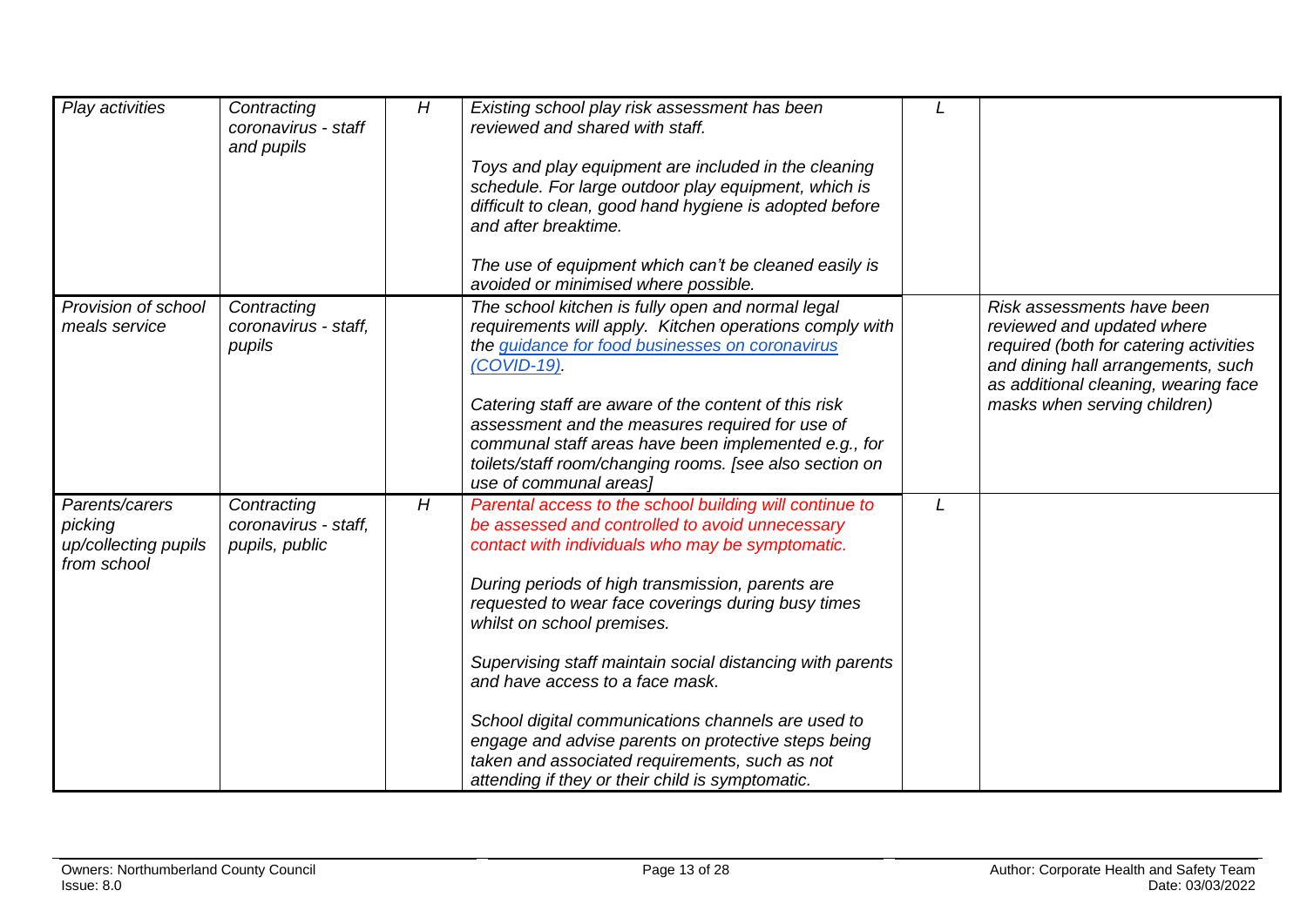| *Play activities* | *Contracting coronavirus - staff and pupils* | *H* | *Existing school play risk assessment has been reviewed and shared with staff.*<br><br>*Toys and play equipment are included in the cleaning schedule. For large outdoor play equipment, which is difficult to clean, good hand hygiene is adopted before and after breaktime.*<br><br>*The use of equipment which can't be cleaned easily is avoided or minimised where possible.* | *L* | |
|---|---|---|---|---|---|
| *Provision of school meals service* | *Contracting coronavirus - staff, pupils* | | *The school kitchen is fully open and normal legal requirements will apply. Kitchen operations comply with the [guidance for food businesses on coronavirus (COVID-19)](#).*<br><br>*Catering staff are aware of the content of this risk assessment and the measures required for use of communal staff areas have been implemented e.g., for toilets/staff room/changing rooms. [see also section on use of communal areas]* | | *Risk assessments have been reviewed and updated where required (both for catering activities and dining hall arrangements, such as additional cleaning, wearing face masks when serving children)* |
| *Parents/carers picking up/collecting pupils from school* | *Contracting coronavirus - staff, pupils, public* | *H* | *Parental access to the school building will continue to be assessed and controlled to avoid unnecessary contact with individuals who may be symptomatic.*<br><br>*During periods of high transmission, parents are requested to wear face coverings during busy times whilst on school premises.*<br><br>*Supervising staff maintain social distancing with parents and have access to a face mask.*<br><br>*School digital communications channels are used to engage and advise parents on protective steps being taken and associated requirements, such as not attending if they or their child is symptomatic.* | *L* | |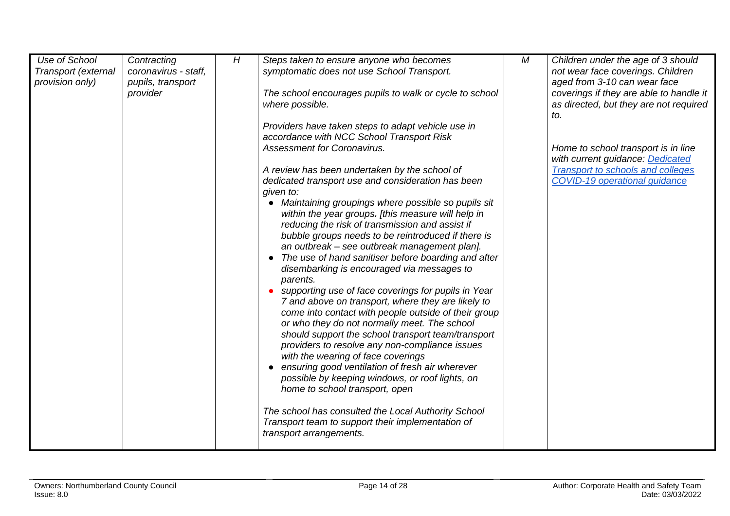| *Use of School Transport (external provision only)* | *Contracting coronavirus - staff, pupils, transport provider* | *H* | *Steps taken to ensure anyone who becomes symptomatic does not use School Transport.*<br><br>*The school encourages pupils to walk or cycle to school where possible.*<br><br>*Providers have taken steps to adapt vehicle use in accordance with NCC School Transport Risk Assessment for Coronavirus.*<br><br>*A review has been undertaken by the school of dedicated transport use and consideration has been given to:*<br>• *Maintaining groupings where possible so pupils sit within the year groups. [this measure will help in reducing the risk of transmission and assist if bubble groups needs to be reintroduced if there is an outbreak – see outbreak management plan].*<br>• *The use of hand sanitiser before boarding and after disembarking is encouraged via messages to parents.*<br>• *supporting use of face coverings for pupils in Year 7 and above on transport, where they are likely to come into contact with people outside of their group or who they do not normally meet. The school should support the school transport team/transport providers to resolve any non-compliance issues with the wearing of face coverings*<br>• *ensuring good ventilation of fresh air wherever possible by keeping windows, or roof lights, on home to school transport, open*<br><br>*The school has consulted the Local Authority School Transport team to support their implementation of transport arrangements.* | *M* | *Children under the age of 3 should not wear face coverings. Children aged from 3-10 can wear face coverings if they are able to handle it as directed, but they are not required to.*<br><br>*Home to school transport is in line with current guidance: [Dedicated Transport to schools and colleges COVID-19 operational guidance]()* |
|---|---|---|---|---|---|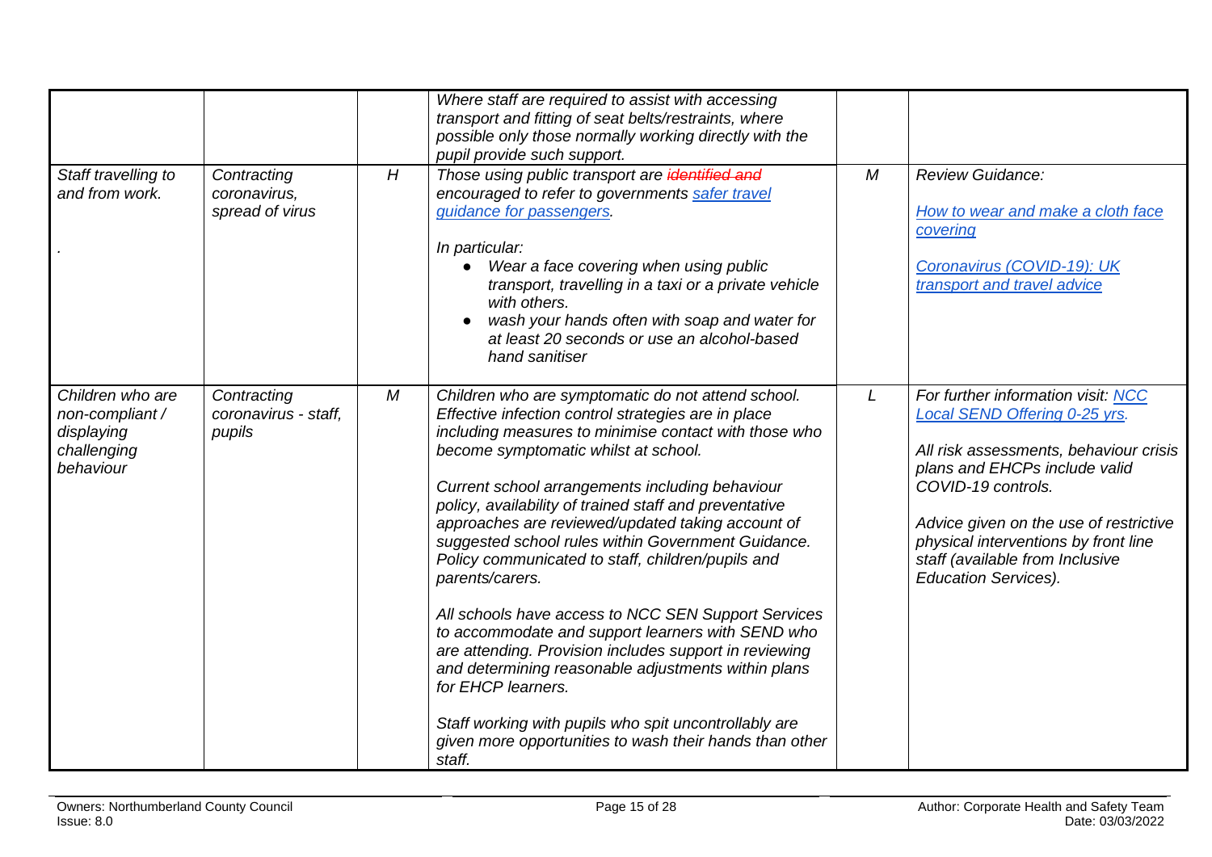| | | | | | |
|---|---|---|---|---|---|
| | | | *Where staff are required to assist with accessing transport and fitting of seat belts/restraints, where possible only those normally working directly with the pupil provide such support.* | | |
| *Staff travelling to and from work.*<br><br>*.* | *Contracting coronavirus, spread of virus* | *H* | *Those using public transport are ~~identified and~~ encouraged to refer to governments [safer travel guidance for passengers](#).*<br><br>*In particular:*<br>• *Wear a face covering when using public transport, travelling in a taxi or a private vehicle with others.*<br>• *wash your hands often with soap and water for at least 20 seconds or use an alcohol-based hand sanitiser* | *M* | *Review Guidance:*<br><br>*[How to wear and make a cloth face covering](#)*<br><br>*[Coronavirus (COVID-19): UK transport and travel advice](#)* |
| *Children who are non-compliant / displaying challenging behaviour* | *Contracting coronavirus - staff, pupils* | *M* | *Children who are symptomatic do not attend school. Effective infection control strategies are in place including measures to minimise contact with those who become symptomatic whilst at school.*<br><br>*Current school arrangements including behaviour policy, availability of trained staff and preventative approaches are reviewed/updated taking account of suggested school rules within Government Guidance. Policy communicated to staff, children/pupils and parents/carers.*<br><br>*All schools have access to NCC SEN Support Services to accommodate and support learners with SEND who are attending. Provision includes support in reviewing and determining reasonable adjustments within plans for EHCP learners.*<br><br>*Staff working with pupils who spit uncontrollably are given more opportunities to wash their hands than other staff.* | *L* | *For further information visit: [NCC Local SEND Offering 0-25 yrs](#).*<br><br>*All risk assessments, behaviour crisis plans and EHCPs include valid COVID-19 controls.*<br><br>*Advice given on the use of restrictive physical interventions by front line staff (available from Inclusive Education Services).* |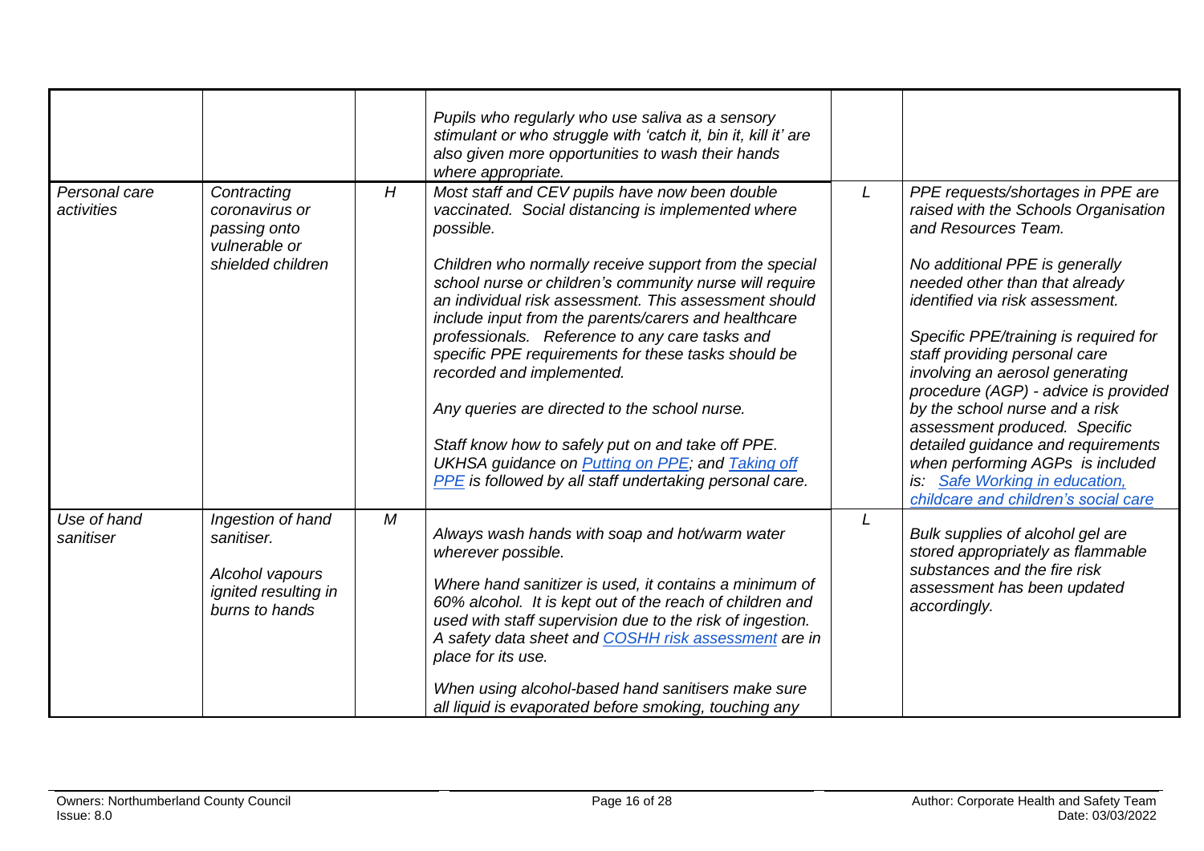| | | | | | |
|---|---|---|---|---|---|
| | | | *Pupils who regularly who use saliva as a sensory stimulant or who struggle with 'catch it, bin it, kill it' are also given more opportunities to wash their hands where appropriate.* | | |
| *Personal care activities* | *Contracting coronavirus or passing onto vulnerable or shielded children* | *H* | *Most staff and CEV pupils have now been double vaccinated. Social distancing is implemented where possible.*<br><br>*Children who normally receive support from the special school nurse or children's community nurse will require an individual risk assessment. This assessment should include input from the parents/carers and healthcare professionals. Reference to any care tasks and specific PPE requirements for these tasks should be recorded and implemented.*<br><br>*Any queries are directed to the school nurse.*<br><br>*Staff know how to safely put on and take off PPE. UKHSA guidance on [Putting on PPE](); and [Taking off PPE]() is followed by all staff undertaking personal care.* | *L* | *PPE requests/shortages in PPE are raised with the Schools Organisation and Resources Team.*<br><br>*No additional PPE is generally needed other than that already identified via risk assessment.*<br><br>*Specific PPE/training is required for staff providing personal care involving an aerosol generating procedure (AGP) - advice is provided by the school nurse and a risk assessment produced. Specific detailed guidance and requirements when performing AGPs is included is: [Safe Working in education, childcare and children's social care]()* |
| *Use of hand sanitiser* | *Ingestion of hand sanitiser.*<br><br>*Alcohol vapours ignited resulting in burns to hands* | *M* | *Always wash hands with soap and hot/warm water wherever possible.*<br><br>*Where hand sanitizer is used, it contains a minimum of 60% alcohol. It is kept out of the reach of children and used with staff supervision due to the risk of ingestion. A safety data sheet and [COSHH risk assessment]() are in place for its use.*<br><br>*When using alcohol-based hand sanitisers make sure all liquid is evaporated before smoking, touching any* | *L* | *Bulk supplies of alcohol gel are stored appropriately as flammable substances and the fire risk assessment has been updated accordingly.* |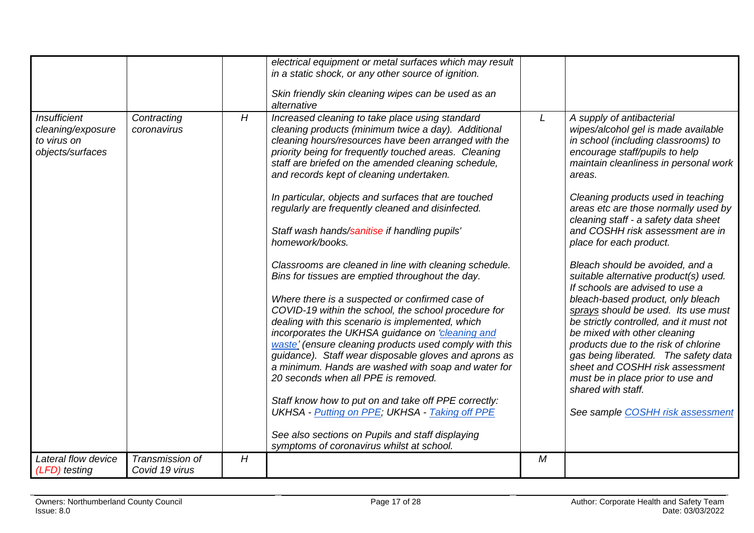| | | | | | |
|---|---|---|---|---|---|
| | | | *electrical equipment or metal surfaces which may result in a static shock, or any other source of ignition.*<br><br>*Skin friendly skin cleaning wipes can be used as an alternative* | | |
| *Insufficient cleaning/exposure to virus on objects/surfaces* | *Contracting coronavirus* | *H* | *Increased cleaning to take place using standard cleaning products (minimum twice a day). Additional cleaning hours/resources have been arranged with the priority being for frequently touched areas. Cleaning staff are briefed on the amended cleaning schedule, and records kept of cleaning undertaken.*<br><br>*In particular, objects and surfaces that are touched regularly are frequently cleaned and disinfected.*<br><br>*Staff wash hands/sanitise if handling pupils' homework/books.*<br><br>*Classrooms are cleaned in line with cleaning schedule. Bins for tissues are emptied throughout the day.*<br><br>*Where there is a suspected or confirmed case of COVID-19 within the school, the school procedure for dealing with this scenario is implemented, which incorporates the UKHSA guidance on 'cleaning and waste' (ensure cleaning products used comply with this guidance). Staff wear disposable gloves and aprons as a minimum. Hands are washed with soap and water for 20 seconds when all PPE is removed.*<br><br>*Staff know how to put on and take off PPE correctly: UKHSA - Putting on PPE; UKHSA - Taking off PPE*<br><br>*See also sections on Pupils and staff displaying symptoms of coronavirus whilst at school.* | *L* | *A supply of antibacterial wipes/alcohol gel is made available in school (including classrooms) to encourage staff/pupils to help maintain cleanliness in personal work areas.*<br><br>*Cleaning products used in teaching areas etc are those normally used by cleaning staff - a safety data sheet and COSHH risk assessment are in place for each product.*<br><br>*Bleach should be avoided, and a suitable alternative product(s) used. If schools are advised to use a bleach-based product, only bleach sprays should be used. Its use must be strictly controlled, and it must not be mixed with other cleaning products due to the risk of chlorine gas being liberated. The safety data sheet and COSHH risk assessment must be in place prior to use and shared with staff.*<br><br>*See sample COSHH risk assessment* |
| *Lateral flow device (LFD) testing* | *Transmission of Covid 19 virus* | *H* | | *M* | |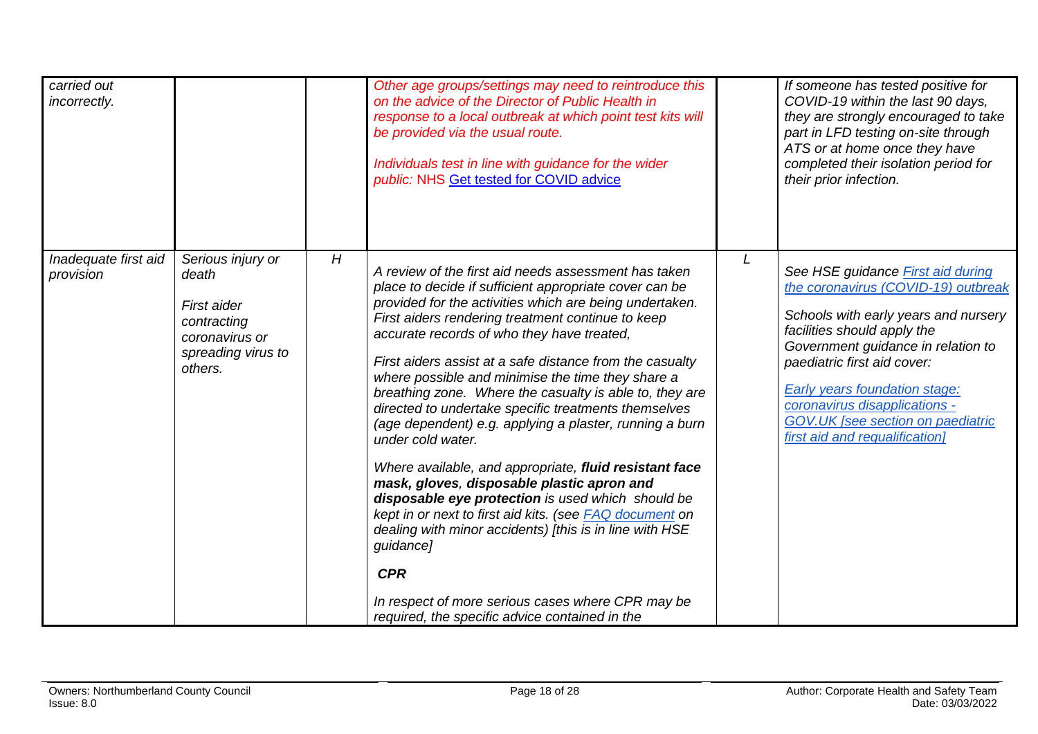| | | | | | |
|---|---|---|---|---|---|
| *carried out incorrectly.* | | | Other age groups/settings may need to reintroduce this on the advice of the Director of Public Health in response to a local outbreak at which point test kits will be provided via the usual route.<br><br>Individuals test in line with guidance for the wider public: NHS [Get tested for COVID advice]() | | *If someone has tested positive for COVID-19 within the last 90 days, they are strongly encouraged to take part in LFD testing on-site through ATS or at home once they have completed their isolation period for their prior infection.* |
| *Inadequate first aid provision* | *Serious injury or death*<br><br>*First aider contracting coronavirus or spreading virus to others.* | *H* | *A review of the first aid needs assessment has taken place to decide if sufficient appropriate cover can be provided for the activities which are being undertaken. First aiders rendering treatment continue to keep accurate records of who they have treated,*<br><br>*First aiders assist at a safe distance from the casualty where possible and minimise the time they share a breathing zone. Where the casualty is able to, they are directed to undertake specific treatments themselves (age dependent) e.g. applying a plaster, running a burn under cold water.*<br><br>*Where available, and appropriate,* ***fluid resistant face mask, gloves****,* ***disposable plastic apron and disposable eye protection*** *is used which should be kept in or next to first aid kits. (see [FAQ document]() on dealing with minor accidents) [this is in line with HSE guidance]*<br><br>***CPR***<br><br>*In respect of more serious cases where CPR may be required, the specific advice contained in the* | *L* | *See HSE guidance [First aid during the coronavirus (COVID-19) outbreak]()*<br><br>*Schools with early years and nursery facilities should apply the Government guidance in relation to paediatric first aid cover:*<br><br>*[Early years foundation stage: coronavirus disapplications - GOV.UK [see section on paediatric first aid and requalification]]()* |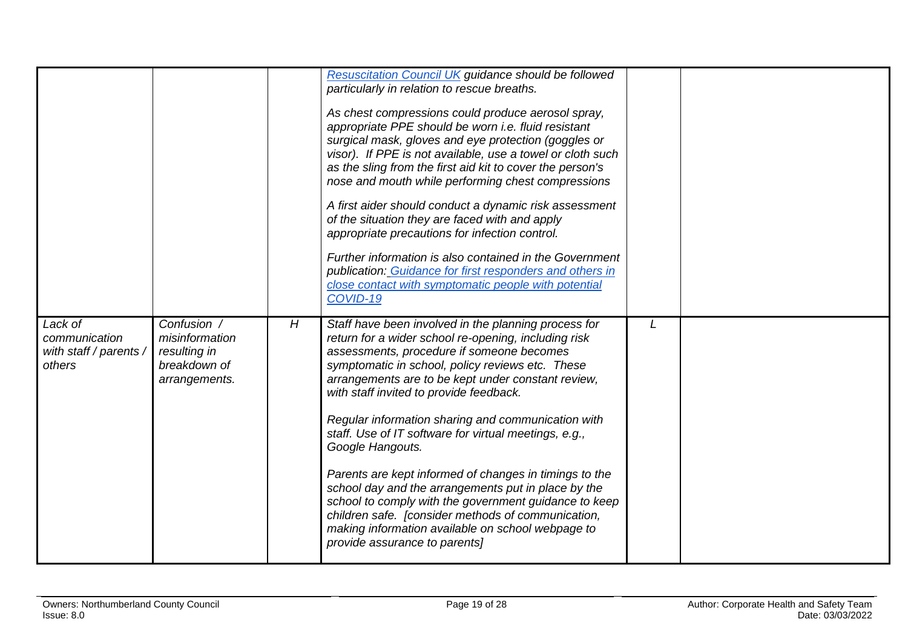| | | | | | |
|---|---|---|---|---|---|
| | | | *Resuscitation Council UK guidance should be followed particularly in relation to rescue breaths.*<br><br>*As chest compressions could produce aerosol spray, appropriate PPE should be worn i.e. fluid resistant surgical mask, gloves and eye protection (goggles or visor). If PPE is not available, use a towel or cloth such as the sling from the first aid kit to cover the person's nose and mouth while performing chest compressions*<br><br>*A first aider should conduct a dynamic risk assessment of the situation they are faced with and apply appropriate precautions for infection control.*<br><br>*Further information is also contained in the Government publication: Guidance for first responders and others in close contact with symptomatic people with potential COVID-19* | | |
| *Lack of communication with staff / parents / others* | *Confusion / misinformation resulting in breakdown of arrangements.* | *H* | *Staff have been involved in the planning process for return for a wider school re-opening, including risk assessments, procedure if someone becomes symptomatic in school, policy reviews etc. These arrangements are to be kept under constant review, with staff invited to provide feedback.*<br><br>*Regular information sharing and communication with staff. Use of IT software for virtual meetings, e.g., Google Hangouts.*<br><br>*Parents are kept informed of changes in timings to the school day and the arrangements put in place by the school to comply with the government guidance to keep children safe. [consider methods of communication, making information available on school webpage to provide assurance to parents]* | *L* | |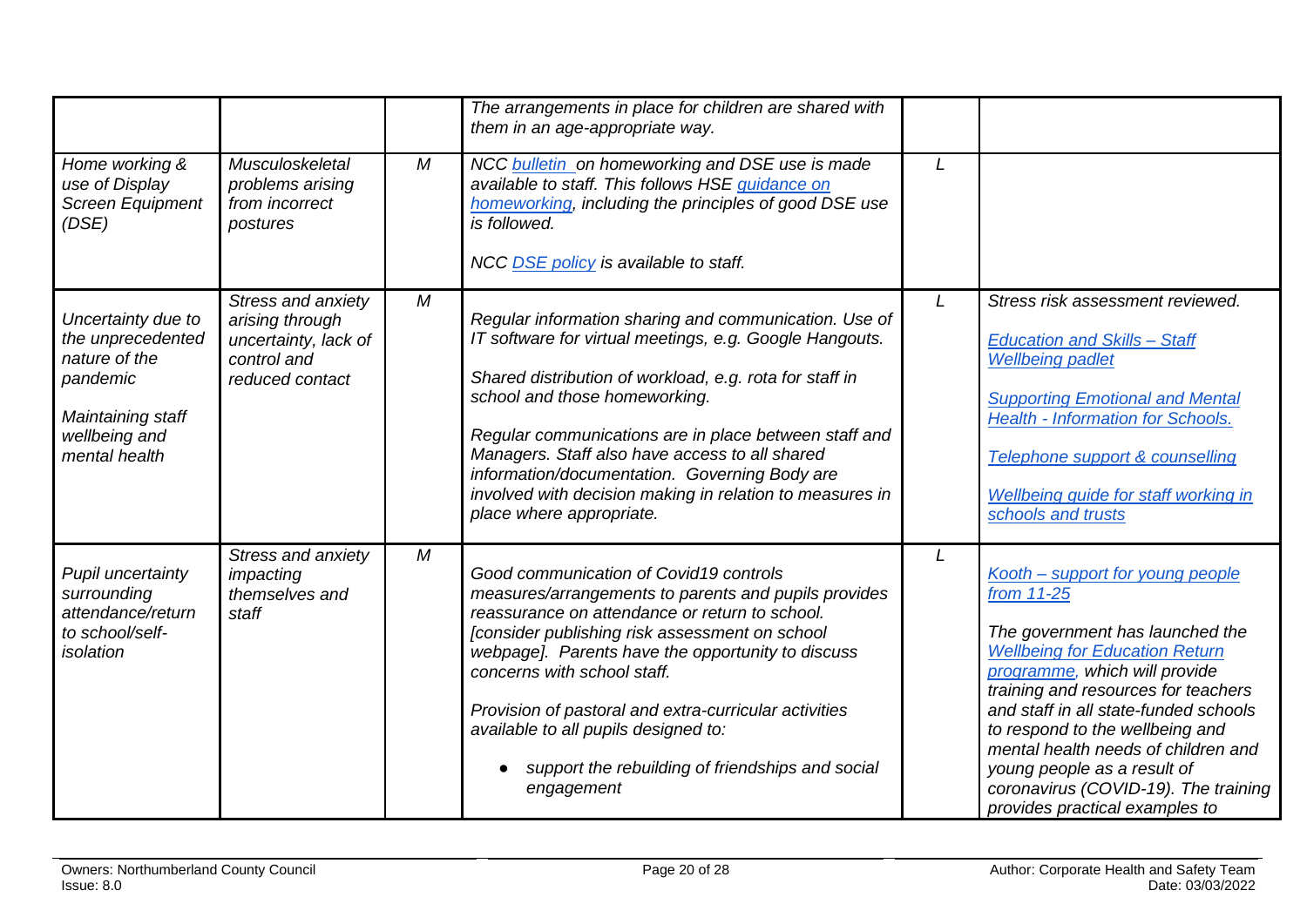| | | | | | |
|---|---|---|---|---|---|
| | | | *The arrangements in place for children are shared with them in an age-appropriate way.* | | |
| *Home working & use of Display Screen Equipment (DSE)* | *Musculoskeletal problems arising from incorrect postures* | *M* | *NCC bulletin on homeworking and DSE use is made available to staff. This follows HSE guidance on homeworking, including the principles of good DSE use is followed.*<br><br>*NCC DSE policy is available to staff.* | *L* | |
| *Uncertainty due to the unprecedented nature of the pandemic*<br><br>*Maintaining staff wellbeing and mental health* | *Stress and anxiety arising through uncertainty, lack of control and reduced contact* | *M* | *Regular information sharing and communication. Use of IT software for virtual meetings, e.g. Google Hangouts.*<br><br>*Shared distribution of workload, e.g. rota for staff in school and those homeworking.*<br><br>*Regular communications are in place between staff and Managers. Staff also have access to all shared information/documentation. Governing Body are involved with decision making in relation to measures in place where appropriate.* | *L* | *Stress risk assessment reviewed.*<br><br>*Education and Skills – Staff Wellbeing padlet*<br><br>*Supporting Emotional and Mental Health - Information for Schools.*<br><br>*Telephone support & counselling*<br><br>*Wellbeing guide for staff working in schools and trusts* |
| *Pupil uncertainty surrounding attendance/return to school/self-isolation* | *Stress and anxiety impacting themselves and staff* | *M* | *Good communication of Covid19 controls measures/arrangements to parents and pupils provides reassurance on attendance or return to school. [consider publishing risk assessment on school webpage]. Parents have the opportunity to discuss concerns with school staff.*<br><br>*Provision of pastoral and extra-curricular activities available to all pupils designed to:*<br><br>• *support the rebuilding of friendships and social engagement* | *L* | *Kooth – support for young people from 11-25*<br><br>*The government has launched the Wellbeing for Education Return programme, which will provide training and resources for teachers and staff in all state-funded schools to respond to the wellbeing and mental health needs of children and young people as a result of coronavirus (COVID-19). The training provides practical examples to* |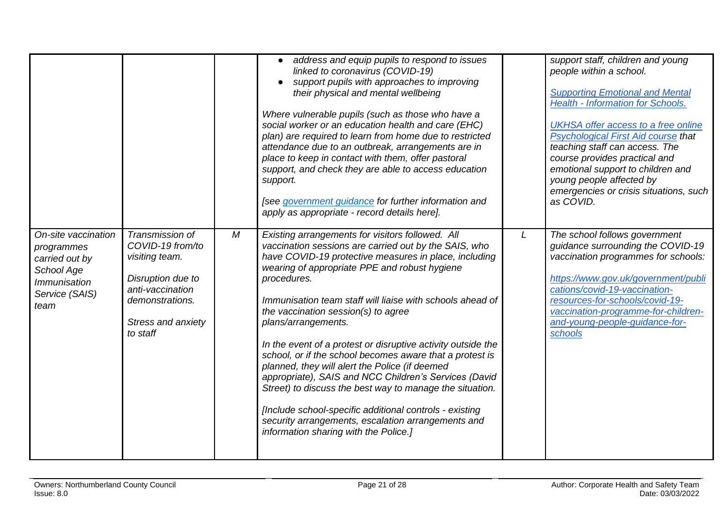| | | | | | |
|---|---|---|---|---|---|
| | | | • *address and equip pupils to respond to issues linked to coronavirus (COVID-19)*<br>• *support pupils with approaches to improving their physical and mental wellbeing*<br><br>*Where vulnerable pupils (such as those who have a social worker or an education health and care (EHC) plan) are required to learn from home due to restricted attendance due to an outbreak, arrangements are in place to keep in contact with them, offer pastoral support, and check they are able to access education support.*<br><br>*[see government guidance for further information and apply as appropriate - record details here].* | | *support staff, children and young people within a school.*<br><br>*Supporting Emotional and Mental Health - Information for Schools.*<br><br>*UKHSA offer access to a free online Psychological First Aid course that teaching staff can access. The course provides practical and emotional support to children and young people affected by emergencies or crisis situations, such as COVID.* |
| *On-site vaccination programmes carried out by School Age Immunisation Service (SAIS) team* | *Transmission of COVID-19 from/to visiting team.*<br><br>*Disruption due to anti-vaccination demonstrations.*<br><br>*Stress and anxiety to staff* | *M* | *Existing arrangements for visitors followed. All vaccination sessions are carried out by the SAIS, who have COVID-19 protective measures in place, including wearing of appropriate PPE and robust hygiene procedures.*<br><br>*Immunisation team staff will liaise with schools ahead of the vaccination session(s) to agree plans/arrangements.*<br><br>*In the event of a protest or disruptive activity outside the school, or if the school becomes aware that a protest is planned, they will alert the Police (if deemed appropriate), SAIS and NCC Children's Services (David Street) to discuss the best way to manage the situation.*<br><br>*[Include school-specific additional controls - existing security arrangements, escalation arrangements and information sharing with the Police.]* | *L* | *The school follows government guidance surrounding the COVID-19 vaccination programmes for schools:*<br><br>*https://www.gov.uk/government/publications/covid-19-vaccination-resources-for-schools/covid-19-vaccination-programme-for-children-and-young-people-guidance-for-schools* |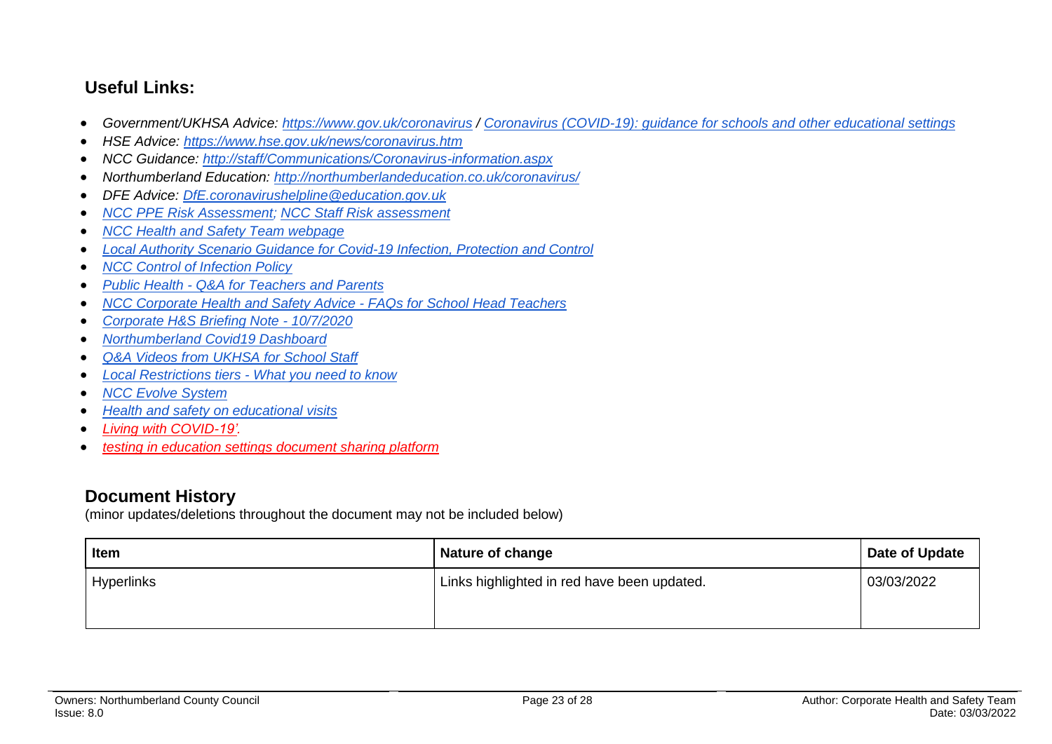## Useful Links:

- *Government/UKHSA Advice: https://www.gov.uk/coronavirus / Coronavirus (COVID-19): guidance for schools and other educational settings*
- *HSE Advice: https://www.hse.gov.uk/news/coronavirus.htm*
- *NCC Guidance: http://staff/Communications/Coronavirus-information.aspx*
- *Northumberland Education: http://northumberlandeducation.co.uk/coronavirus/*
- *DFE Advice: DfE.coronavirushelpline@education.gov.uk*
- *NCC PPE Risk Assessment; NCC Staff Risk assessment*
- *NCC Health and Safety Team webpage*
- *Local Authority Scenario Guidance for Covid-19 Infection, Protection and Control*
- *NCC Control of Infection Policy*
- *Public Health - Q&A for Teachers and Parents*
- *NCC Corporate Health and Safety Advice - FAQs for School Head Teachers*
- *Corporate H&S Briefing Note - 10/7/2020*
- *Northumberland Covid19 Dashboard*
- *Q&A Videos from UKHSA for School Staff*
- *Local Restrictions tiers - What you need to know*
- *NCC Evolve System*
- *Health and safety on educational visits*
- *Living with COVID-19'.*
- *testing in education settings document sharing platform*

## Document History

(minor updates/deletions throughout the document may not be included below)

| Item | Nature of change | Date of Update |
| --- | --- | --- |
| Hyperlinks | Links highlighted in red have been updated. | 03/03/2022 |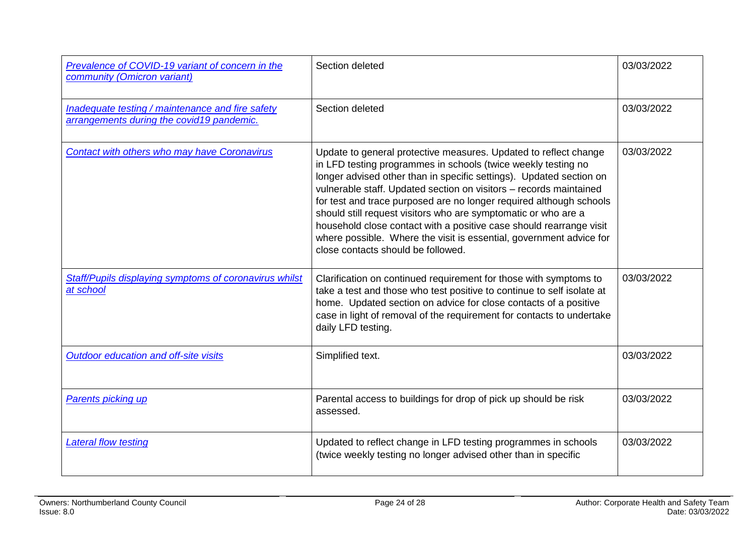| | | |
|---|---|---|
| Prevalence of COVID-19 variant of concern in the community (Omicron variant) | Section deleted | 03/03/2022 |
| Inadequate testing / maintenance and fire safety arrangements during the covid19 pandemic. | Section deleted | 03/03/2022 |
| Contact with others who may have Coronavirus | Update to general protective measures. Updated to reflect change in LFD testing programmes in schools (twice weekly testing no longer advised other than in specific settings). Updated section on vulnerable staff. Updated section on visitors – records maintained for test and trace purposed are no longer required although schools should still request visitors who are symptomatic or who are a household close contact with a positive case should rearrange visit where possible. Where the visit is essential, government advice for close contacts should be followed. | 03/03/2022 |
| Staff/Pupils displaying symptoms of coronavirus whilst at school | Clarification on continued requirement for those with symptoms to take a test and those who test positive to continue to self isolate at home. Updated section on advice for close contacts of a positive case in light of removal of the requirement for contacts to undertake daily LFD testing. | 03/03/2022 |
| Outdoor education and off-site visits | Simplified text. | 03/03/2022 |
| Parents picking up | Parental access to buildings for drop of pick up should be risk assessed. | 03/03/2022 |
| Lateral flow testing | Updated to reflect change in LFD testing programmes in schools (twice weekly testing no longer advised other than in specific | 03/03/2022 |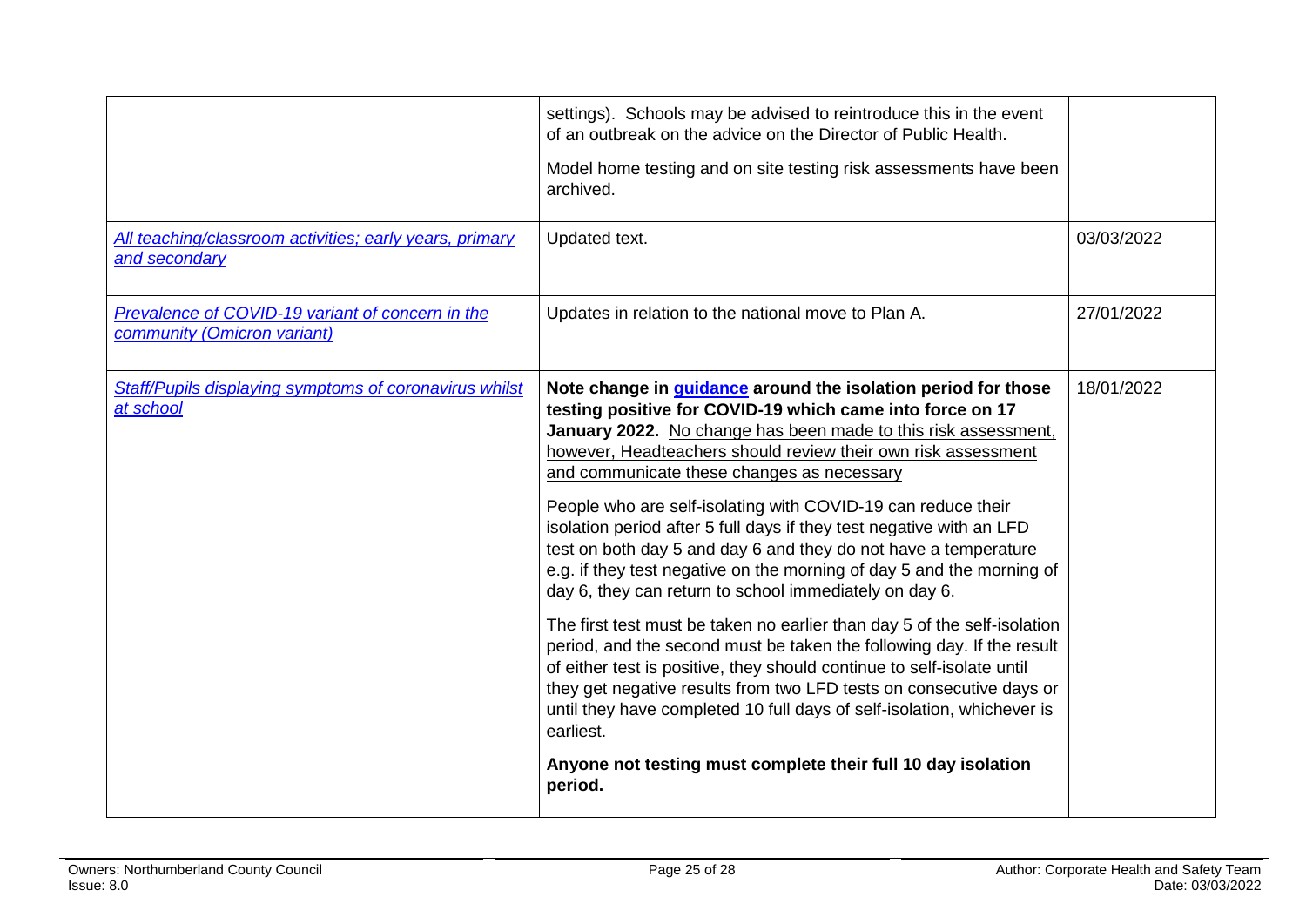| | | |
|---|---|---|
| | settings). Schools may be advised to reintroduce this in the event of an outbreak on the advice on the Director of Public Health.<br><br>Model home testing and on site testing risk assessments have been archived. | |
| *All teaching/classroom activities; early years, primary and secondary* | Updated text. | 03/03/2022 |
| *Prevalence of COVID-19 variant of concern in the community (Omicron variant)* | Updates in relation to the national move to Plan A. | 27/01/2022 |
| *Staff/Pupils displaying symptoms of coronavirus whilst at school* | **Note change in guidance around the isolation period for those testing positive for COVID-19 which came into force on 17 January 2022.** No change has been made to this risk assessment, however, Headteachers should review their own risk assessment and communicate these changes as necessary<br><br>People who are self-isolating with COVID-19 can reduce their isolation period after 5 full days if they test negative with an LFD test on both day 5 and day 6 and they do not have a temperature e.g. if they test negative on the morning of day 5 and the morning of day 6, they can return to school immediately on day 6.<br><br>The first test must be taken no earlier than day 5 of the self-isolation period, and the second must be taken the following day. If the result of either test is positive, they should continue to self-isolate until they get negative results from two LFD tests on consecutive days or until they have completed 10 full days of self-isolation, whichever is earliest.<br><br>**Anyone not testing must complete their full 10 day isolation period.** | 18/01/2022 |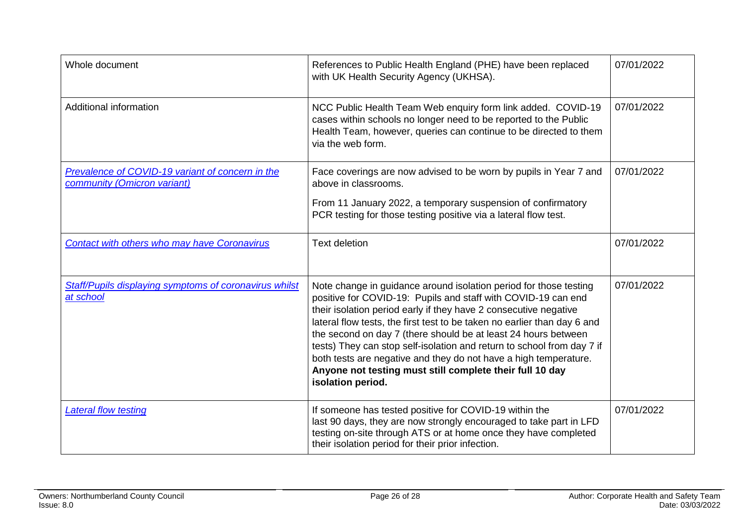| | | |
|---|---|---|
| Whole document | References to Public Health England (PHE) have been replaced with UK Health Security Agency (UKHSA). | 07/01/2022 |
| Additional information | NCC Public Health Team Web enquiry form link added. COVID-19 cases within schools no longer need to be reported to the Public Health Team, however, queries can continue to be directed to them via the web form. | 07/01/2022 |
| *Prevalence of COVID-19 variant of concern in the community (Omicron variant)* | Face coverings are now advised to be worn by pupils in Year 7 and above in classrooms.<br><br>From 11 January 2022, a temporary suspension of confirmatory PCR testing for those testing positive via a lateral flow test. | 07/01/2022 |
| *Contact with others who may have Coronavirus* | Text deletion | 07/01/2022 |
| *Staff/Pupils displaying symptoms of coronavirus whilst at school* | Note change in guidance around isolation period for those testing positive for COVID-19: Pupils and staff with COVID-19 can end their isolation period early if they have 2 consecutive negative lateral flow tests, the first test to be taken no earlier than day 6 and the second on day 7 (there should be at least 24 hours between tests) They can stop self-isolation and return to school from day 7 if both tests are negative and they do not have a high temperature. **Anyone not testing must still complete their full 10 day isolation period.** | 07/01/2022 |
| *Lateral flow testing* | If someone has tested positive for COVID-19 within the last 90 days, they are now strongly encouraged to take part in LFD testing on-site through ATS or at home once they have completed their isolation period for their prior infection. | 07/01/2022 |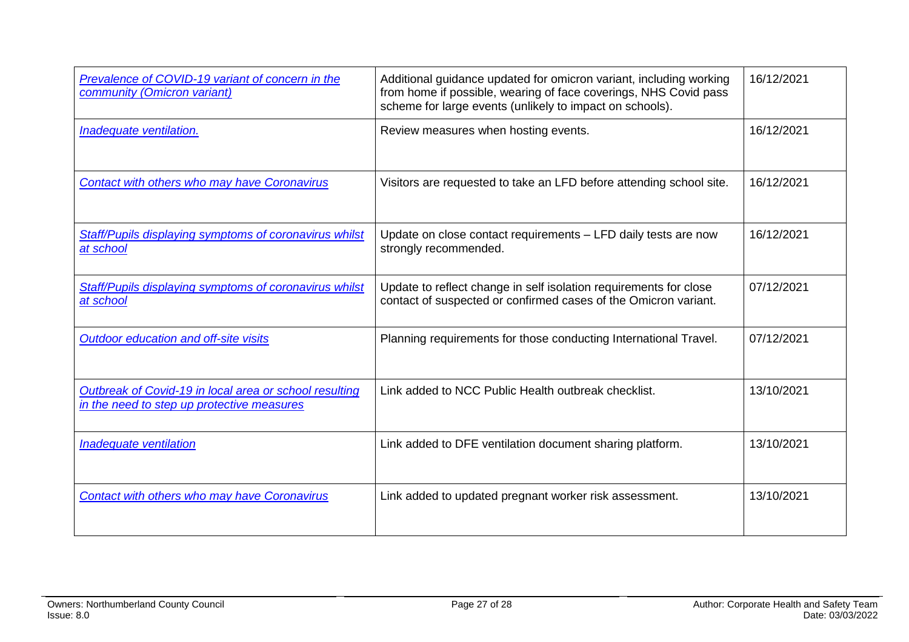| | | |
|---|---|---|
| *Prevalence of COVID-19 variant of concern in the community (Omicron variant)* | Additional guidance updated for omicron variant, including working from home if possible, wearing of face coverings, NHS Covid pass scheme for large events (unlikely to impact on schools). | 16/12/2021 |
| *Inadequate ventilation.* | Review measures when hosting events. | 16/12/2021 |
| *Contact with others who may have Coronavirus* | Visitors are requested to take an LFD before attending school site. | 16/12/2021 |
| *Staff/Pupils displaying symptoms of coronavirus whilst at school* | Update on close contact requirements – LFD daily tests are now strongly recommended. | 16/12/2021 |
| *Staff/Pupils displaying symptoms of coronavirus whilst at school* | Update to reflect change in self isolation requirements for close contact of suspected or confirmed cases of the Omicron variant. | 07/12/2021 |
| *Outdoor education and off-site visits* | Planning requirements for those conducting International Travel. | 07/12/2021 |
| *Outbreak of Covid-19 in local area or school resulting in the need to step up protective measures* | Link added to NCC Public Health outbreak checklist. | 13/10/2021 |
| *Inadequate ventilation* | Link added to DFE ventilation document sharing platform. | 13/10/2021 |
| *Contact with others who may have Coronavirus* | Link added to updated pregnant worker risk assessment. | 13/10/2021 |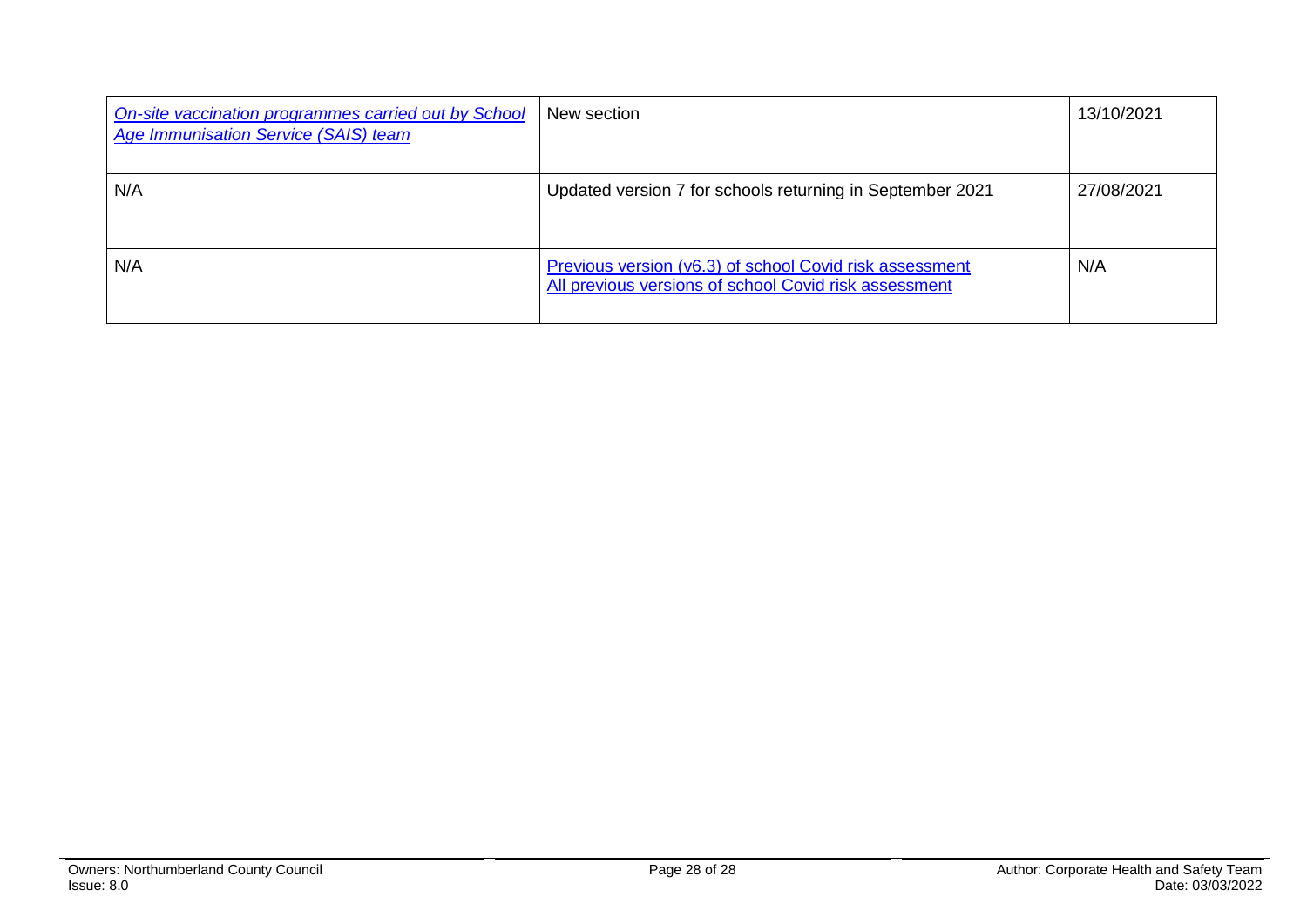| | | |
|---|---|---|
| *On-site vaccination programmes carried out by School Age Immunisation Service (SAIS) team* | New section | 13/10/2021 |
| N/A | Updated version 7 for schools returning in September 2021 | 27/08/2021 |
| N/A | Previous version (v6.3) of school Covid risk assessment<br>All previous versions of school Covid risk assessment | N/A |